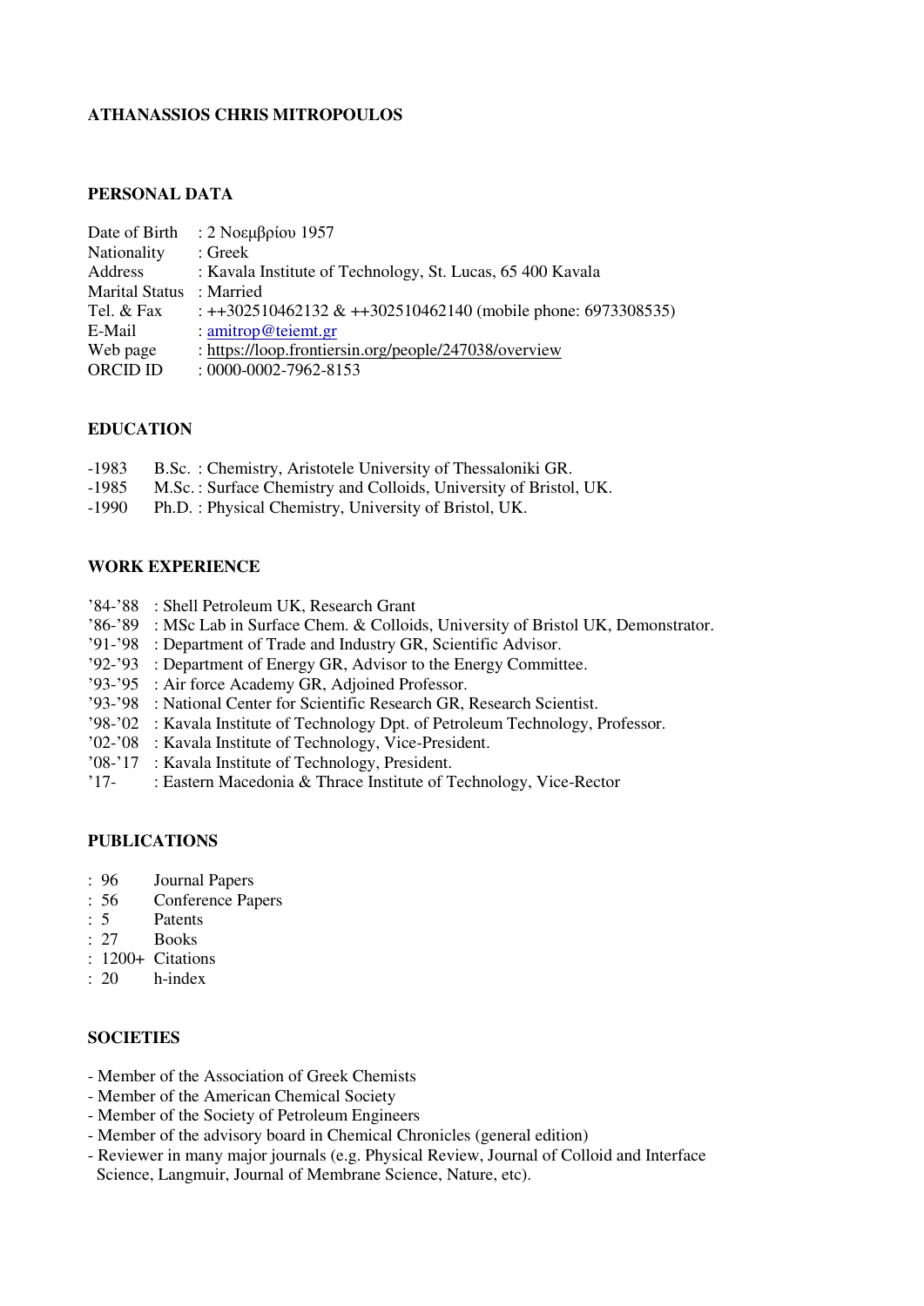**ATHANASSIOS CHRIS MITROPOULOS**

**PERSONAL DATA**

| | |
|---|---|
| Date of Birth | : 2 Νοεμβρίου 1957 |
| Nationality | : Greek |
| Address | : Kavala Institute of Technology, St. Lucas, 65 400 Kavala |
| Marital Status | : Married |
| Tel. & Fax | : ++302510462132 & ++302510462140 (mobile phone: 6973308535) |
| E-Mail | : amitrop@teiemt.gr |
| Web page | : https://loop.frontiersin.org/people/247038/overview |
| ORCID ID | : 0000-0002-7962-8153 |

**EDUCATION**

- -1983 B.Sc. : Chemistry, Aristotele University of Thessaloniki GR.
- -1985 M.Sc. : Surface Chemistry and Colloids, University of Bristol, UK.
- -1990 Ph.D. : Physical Chemistry, University of Bristol, UK.

**WORK EXPERIENCE**

- '84-'88 : Shell Petroleum UK, Research Grant
- '86-'89 : MSc Lab in Surface Chem. & Colloids, University of Bristol UK, Demonstrator.
- '91-'98 : Department of Trade and Industry GR, Scientific Advisor.
- '92-'93 : Department of Energy GR, Advisor to the Energy Committee.
- '93-'95 : Air force Academy GR, Adjoined Professor.
- '93-'98 : National Center for Scientific Research GR, Research Scientist.
- '98-'02 : Kavala Institute of Technology Dpt. of Petroleum Technology, Professor.
- '02-'08 : Kavala Institute of Technology, Vice-President.
- '08-'17 : Kavala Institute of Technology, President.
- '17- : Eastern Macedonia & Thrace Institute of Technology, Vice-Rector

**PUBLICATIONS**

- : 96 Journal Papers
- : 56 Conference Papers
- : 5 Patents
- : 27 Books
- : 1200+ Citations
- : 20 h-index

**SOCIETIES**

- Member of the Association of Greek Chemists
- Member of the American Chemical Society
- Member of the Society of Petroleum Engineers
- Member of the advisory board in Chemical Chronicles (general edition)
- Reviewer in many major journals (e.g. Physical Review, Journal of Colloid and Interface Science, Langmuir, Journal of Membrane Science, Nature, etc).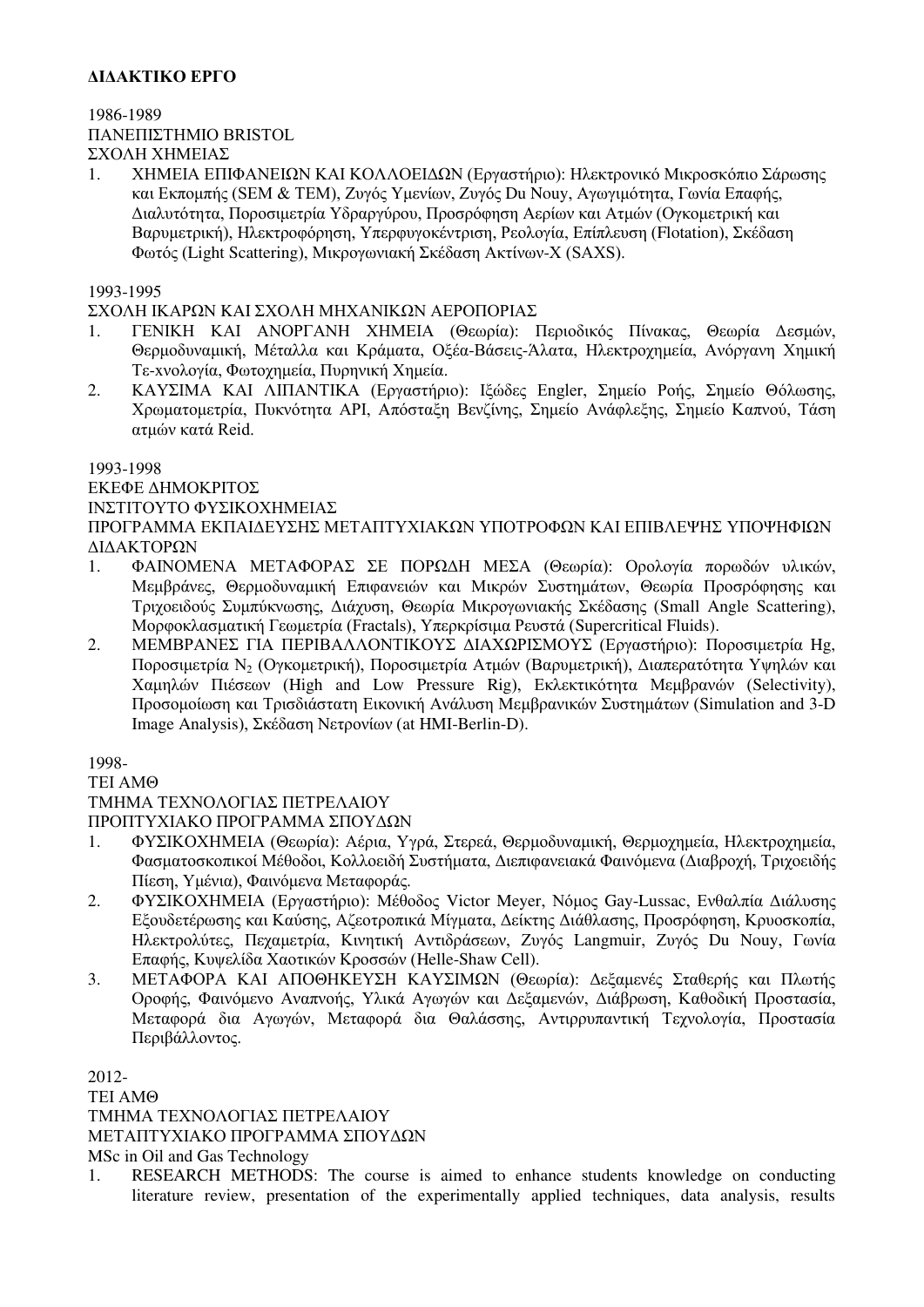**ΔΙΔΑΚΤΙΚΟ ΕΡΓΟ**

1986-1989
ΠΑΝΕΠΙΣΤΗΜΙΟ BRISTOL
ΣΧΟΛΗ ΧΗΜΕΙΑΣ

1. ΧΗΜΕΙΑ ΕΠΙΦΑΝΕΙΩΝ ΚΑΙ ΚΟΛΛΟΕΙΔΩΝ (Εργαστήριο): Ηλεκτρονικό Μικροσκόπιο Σάρωσης και Εκπομπής (SEM & TEM), Ζυγός Υμενίων, Ζυγός Du Nouy, Αγωγιμότητα, Γωνία Επαφής, Διαλυτότητα, Ποροσιμετρία Υδραργύρου, Προσρόφηση Αερίων και Ατμών (Ογκομετρική και Βαρυμετρική), Ηλεκτροφόρηση, Υπερφυγοκέντριση, Ρεολογία, Επίπλευση (Flotation), Σκέδαση Φωτός (Light Scattering), Μικρογωνιακή Σκέδαση Ακτίνων-Χ (SAXS).

1993-1995
ΣΧΟΛΗ ΙΚΑΡΩΝ ΚΑΙ ΣΧΟΛΗ ΜΗΧΑΝΙΚΩΝ ΑΕΡΟΠΟΡΙΑΣ

1. ΓΕΝΙΚΗ ΚΑΙ ΑΝΟΡΓΑΝΗ ΧΗΜΕΙΑ (Θεωρία): Περιοδικός Πίνακας, Θεωρία Δεσμών, Θερμοδυναμική, Μέταλλα και Κράματα, Οξέα-Βάσεις-Άλατα, Ηλεκτροχημεία, Ανόργανη Χημική Τε-χνολογία, Φωτοχημεία, Πυρηνική Χημεία.
2. ΚΑΥΣΙΜΑ ΚΑΙ ΛΙΠΑΝΤΙΚΑ (Εργαστήριο): Ιξώδες Engler, Σημείο Ροής, Σημείο Θόλωσης, Χρωματομετρία, Πυκνότητα API, Απόσταξη Βενζίνης, Σημείο Ανάφλεξης, Σημείο Καπνού, Τάση ατμών κατά Reid.

1993-1998
ΕΚΕΦΕ ΔΗΜΟΚΡΙΤΟΣ
ΙΝΣΤΙΤΟΥΤΟ ΦΥΣΙΚΟΧΗΜΕΙΑΣ
ΠΡΟΓΡΑΜΜΑ ΕΚΠΑΙΔΕΥΣΗΣ ΜΕΤΑΠΤΥΧΙΑΚΩΝ ΥΠΟΤΡΟΦΩΝ ΚΑΙ ΕΠΙΒΛΕΨΗΣ ΥΠΟΨΗΦΙΩΝ ΔΙΔΑΚΤΟΡΩΝ

1. ΦΑΙΝΟΜΕΝΑ ΜΕΤΑΦΟΡΑΣ ΣΕ ΠΟΡΩΔΗ ΜΕΣΑ (Θεωρία): Ορολογία πορωδών υλικών, Μεμβράνες, Θερμοδυναμική Επιφανειών και Μικρών Συστημάτων, Θεωρία Προσρόφησης και Τριχοειδούς Συμπύκνωσης, Διάχυση, Θεωρία Μικρογωνιακής Σκέδασης (Small Angle Scattering), Μορφοκλασματική Γεωμετρία (Fractals), Υπερκρίσιμα Ρευστά (Supercritical Fluids).
2. ΜΕΜΒΡΑΝΕΣ ΓΙΑ ΠΕΡΙΒΑΛΛΟΝΤΙΚΟΥΣ ΔΙΑΧΩΡΙΣΜΟΥΣ (Εργαστήριο): Ποροσιμετρία Hg, Ποροσιμετρία $N_2$ (Ογκομετρική), Ποροσιμετρία Ατμών (Βαρυμετρική), Διαπερατότητα Υψηλών και Χαμηλών Πιέσεων (High and Low Pressure Rig), Εκλεκτικότητα Μεμβρανών (Selectivity), Προσομοίωση και Τρισδιάστατη Εικονική Ανάλυση Μεμβρανικών Συστημάτων (Simulation and 3-D Image Analysis), Σκέδαση Νετρονίων (at HMI-Berlin-D).

1998-
ΤΕΙ ΑΜΘ
ΤΜΗΜΑ ΤΕΧΝΟΛΟΓΙΑΣ ΠΕΤΡΕΛΑΙΟΥ
ΠΡΟΠΤΥΧΙΑΚΟ ΠΡΟΓΡΑΜΜΑ ΣΠΟΥΔΩΝ

1. ΦΥΣΙΚΟΧΗΜΕΙΑ (Θεωρία): Αέρια, Υγρά, Στερεά, Θερμοδυναμική, Θερμοχημεία, Ηλεκτροχημεία, Φασματοσκοπικοί Μέθοδοι, Κολλοειδή Συστήματα, Διεπιφανειακά Φαινόμενα (Διαβροχή, Τριχοειδής Πίεση, Υμένια), Φαινόμενα Μεταφοράς.
2. ΦΥΣΙΚΟΧΗΜΕΙΑ (Εργαστήριο): Μέθοδος Victor Meyer, Νόμος Gay-Lussac, Ενθαλπία Διάλυσης Εξουδετέρωσης και Καύσης, Αζεοτροπικά Μίγματα, Δείκτης Διάθλασης, Προσρόφηση, Κρυοσκοπία, Ηλεκτρολύτες, Πεχαμετρία, Κινητική Αντιδράσεων, Ζυγός Langmuir, Ζυγός Du Nouy, Γωνία Επαφής, Κυψελίδα Χαοτικών Κροσσών (Helle-Shaw Cell).
3. ΜΕΤΑΦΟΡΑ ΚΑΙ ΑΠΟΘΗΚΕΥΣΗ ΚΑΥΣΙΜΩΝ (Θεωρία): Δεξαμενές Σταθερής και Πλωτής Οροφής, Φαινόμενο Αναπνοής, Υλικά Αγωγών και Δεξαμενών, Διάβρωση, Καθοδική Προστασία, Μεταφορά δια Αγωγών, Μεταφορά δια Θαλάσσης, Αντιρρυπαντική Τεχνολογία, Προστασία Περιβάλλοντος.

2012-
ΤΕΙ ΑΜΘ
ΤΜΗΜΑ ΤΕΧΝΟΛΟΓΙΑΣ ΠΕΤΡΕΛΑΙΟΥ
ΜΕΤΑΠΤΥΧΙΑΚΟ ΠΡΟΓΡΑΜΜΑ ΣΠΟΥΔΩΝ
MSc in Oil and Gas Technology

1. RESEARCH METHODS: The course is aimed to enhance students knowledge on conducting literature review, presentation of the experimentally applied techniques, data analysis, results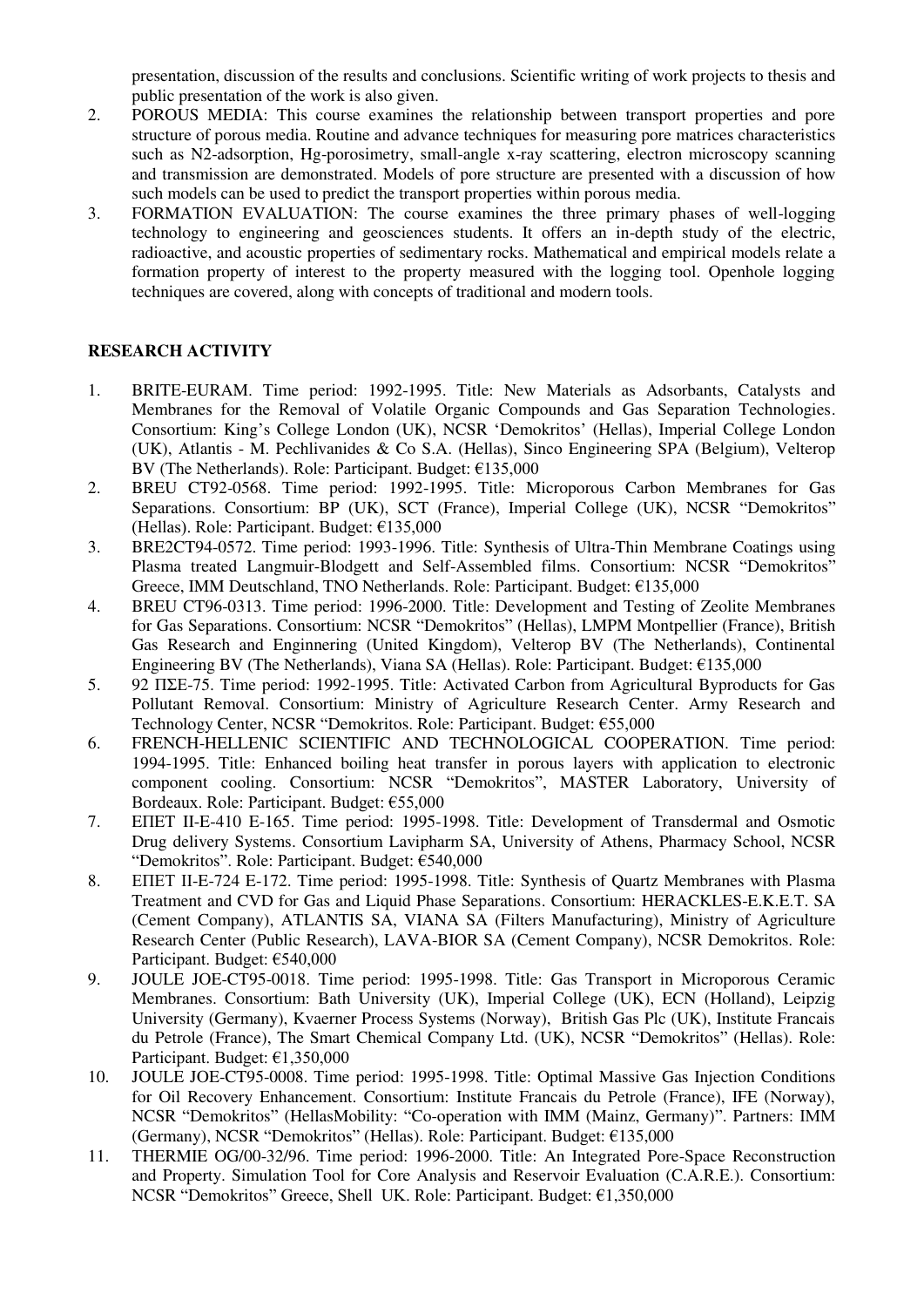presentation, discussion of the results and conclusions. Scientific writing of work projects to thesis and public presentation of the work is also given.

2. POROUS MEDIA: This course examines the relationship between transport properties and pore structure of porous media. Routine and advance techniques for measuring pore matrices characteristics such as N2-adsorption, Hg-porosimetry, small-angle x-ray scattering, electron microscopy scanning and transmission are demonstrated. Models of pore structure are presented with a discussion of how such models can be used to predict the transport properties within porous media.
3. FORMATION EVALUATION: The course examines the three primary phases of well-logging technology to engineering and geosciences students. It offers an in-depth study of the electric, radioactive, and acoustic properties of sedimentary rocks. Mathematical and empirical models relate a formation property of interest to the property measured with the logging tool. Openhole logging techniques are covered, along with concepts of traditional and modern tools.

## RESEARCH ACTIVITY

1. BRITE-EURAM. Time period: 1992-1995. Title: New Materials as Adsorbants, Catalysts and Membranes for the Removal of Volatile Organic Compounds and Gas Separation Technologies. Consortium: King's College London (UK), NCSR 'Demokritos' (Hellas), Imperial College London (UK), Atlantis - M. Pechlivanides & Co S.A. (Hellas), Sinco Engineering SPA (Belgium), Velterop BV (The Netherlands). Role: Participant. Budget: €135,000
2. BREU CT92-0568. Time period: 1992-1995. Title: Microporous Carbon Membranes for Gas Separations. Consortium: BP (UK), SCT (France), Imperial College (UK), NCSR "Demokritos" (Hellas). Role: Participant. Budget: €135,000
3. BRE2CT94-0572. Time period: 1993-1996. Title: Synthesis of Ultra-Thin Membrane Coatings using Plasma treated Langmuir-Blodgett and Self-Assembled films. Consortium: NCSR "Demokritos" Greece, IMM Deutschland, TNO Netherlands. Role: Participant. Budget: €135,000
4. BREU CT96-0313. Time period: 1996-2000. Title: Development and Testing of Zeolite Membranes for Gas Separations. Consortium: NCSR "Demokritos" (Hellas), LMPM Montpellier (France), British Gas Research and Enginnering (United Kingdom), Velterop BV (The Netherlands), Continental Engineering BV (The Netherlands), Viana SA (Hellas). Role: Participant. Budget: €135,000
5. 92 ΠΣΕ-75. Time period: 1992-1995. Title: Activated Carbon from Agricultural Byproducts for Gas Pollutant Removal. Consortium: Ministry of Agriculture Research Center. Army Research and Technology Center, NCSR "Demokritos. Role: Participant. Budget: €55,000
6. FRENCH-HELLENIC SCIENTIFIC AND TECHNOLOGICAL COOPERATION. Time period: 1994-1995. Title: Enhanced boiling heat transfer in porous layers with application to electronic component cooling. Consortium: NCSR "Demokritos", MASTER Laboratory, University of Bordeaux. Role: Participant. Budget: €55,000
7. ΕΠΕΤ ΙΙ-Ε-410 Ε-165. Time period: 1995-1998. Title: Development of Transdermal and Osmotic Drug delivery Systems. Consortium Lavipharm SA, University of Athens, Pharmacy School, NCSR "Demokritos". Role: Participant. Budget: €540,000
8. ΕΠΕΤ ΙΙ-Ε-724 Ε-172. Time period: 1995-1998. Title: Synthesis of Quartz Membranes with Plasma Treatment and CVD for Gas and Liquid Phase Separations. Consortium: HERACKLES-E.K.E.T. SA (Cement Company), ATLANTIS SA, VIANA SA (Filters Manufacturing), Ministry of Agriculture Research Center (Public Research), LAVA-BIOR SA (Cement Company), NCSR Demokritos. Role: Participant. Budget: €540,000
9. JOULE JOE-CT95-0018. Time period: 1995-1998. Title: Gas Transport in Microporous Ceramic Membranes. Consortium: Bath University (UK), Imperial College (UK), ECN (Holland), Leipzig University (Germany), Kvaerner Process Systems (Norway), British Gas Plc (UK), Institute Francais du Petrole (France), The Smart Chemical Company Ltd. (UK), NCSR "Demokritos" (Hellas). Role: Participant. Budget: €1,350,000
10. JOULE JOE-CT95-0008. Time period: 1995-1998. Title: Optimal Massive Gas Injection Conditions for Oil Recovery Enhancement. Consortium: Institute Francais du Petrole (France), IFE (Norway), NCSR "Demokritos" (HellasMobility: "Co-operation with IMM (Mainz, Germany)". Partners: IMM (Germany), NCSR "Demokritos" (Hellas). Role: Participant. Budget: €135,000
11. THERMIE OG/00-32/96. Time period: 1996-2000. Title: An Integrated Pore-Space Reconstruction and Property. Simulation Tool for Core Analysis and Reservoir Evaluation (C.A.R.E.). Consortium: NCSR "Demokritos" Greece, Shell UK. Role: Participant. Budget: €1,350,000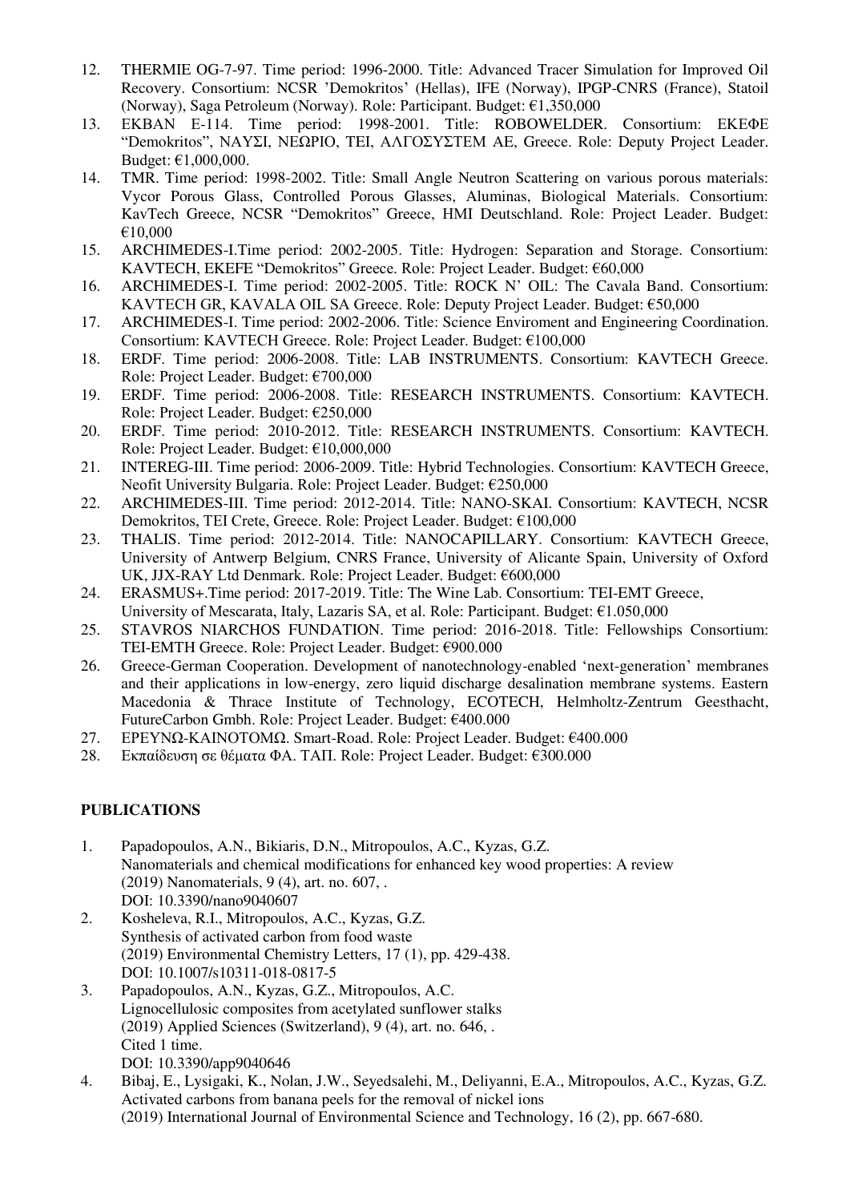12. THERMIE OG-7-97. Time period: 1996-2000. Title: Advanced Tracer Simulation for Improved Oil Recovery. Consortium: NCSR 'Demokritos' (Hellas), IFE (Norway), IPGP-CNRS (France), Statoil (Norway), Saga Petroleum (Norway). Role: Participant. Budget: €1,350,000
13. EKBAN E-114. Time period: 1998-2001. Title: ROBOWELDER. Consortium: ΕΚΕΦΕ "Demokritos", ΝΑΥΣΙ, ΝΕΩΡΙΟ, ΤΕΙ, ΑΛΓΟΣΥΣΤΕΜ ΑΕ, Greece. Role: Deputy Project Leader. Budget: €1,000,000.
14. TMR. Time period: 1998-2002. Title: Small Angle Neutron Scattering on various porous materials: Vycor Porous Glass, Controlled Porous Glasses, Aluminas, Biological Materials. Consortium: KavTech Greece, NCSR "Demokritos" Greece, HMI Deutschland. Role: Project Leader. Budget: €10,000
15. ARCHIMEDES-I.Time period: 2002-2005. Title: Hydrogen: Separation and Storage. Consortium: KAVTECH, EKEFE "Demokritos" Greece. Role: Project Leader. Budget: €60,000
16. ARCHIMEDES-I. Time period: 2002-2005. Title: ROCK N' OIL: The Cavala Band. Consortium: KAVTECH GR, KAVALA OIL SA Greece. Role: Deputy Project Leader. Budget: €50,000
17. ARCHIMEDES-I. Time period: 2002-2006. Title: Science Enviroment and Engineering Coordination. Consortium: KAVTECH Greece. Role: Project Leader. Budget: €100,000
18. ERDF. Time period: 2006-2008. Title: LAB INSTRUMENTS. Consortium: KAVTECH Greece. Role: Project Leader. Budget: €700,000
19. ERDF. Time period: 2006-2008. Title: RESEARCH INSTRUMENTS. Consortium: KAVTECH. Role: Project Leader. Budget: €250,000
20. ERDF. Time period: 2010-2012. Title: RESEARCH INSTRUMENTS. Consortium: KAVTECH. Role: Project Leader. Budget: €10,000,000
21. INTEREG-III. Time period: 2006-2009. Title: Hybrid Technologies. Consortium: KAVTECH Greece, Neofit University Bulgaria. Role: Project Leader. Budget: €250,000
22. ARCHIMEDES-III. Time period: 2012-2014. Title: NANO-SKAI. Consortium: KAVTECH, NCSR Demokritos, TEI Crete, Greece. Role: Project Leader. Budget: €100,000
23. THALIS. Time period: 2012-2014. Title: NANOCAPILLARY. Consortium: KAVTECH Greece, University of Antwerp Belgium, CNRS France, University of Alicante Spain, University of Oxford UK, JJX-RAY Ltd Denmark. Role: Project Leader. Budget: €600,000
24. ERASMUS+.Time period: 2017-2019. Title: The Wine Lab. Consortium: TEI-EMT Greece, University of Mescarata, Italy, Lazaris SA, et al. Role: Participant. Budget: €1.050,000
25. STAVROS NIARCHOS FUNDATION. Time period: 2016-2018. Title: Fellowships Consortium: TEI-EMTH Greece. Role: Project Leader. Budget: €900.000
26. Greece-German Cooperation. Development of nanotechnology-enabled 'next-generation' membranes and their applications in low-energy, zero liquid discharge desalination membrane systems. Eastern Macedonia & Thrace Institute of Technology, ECOTECH, Helmholtz-Zentrum Geesthacht, FutureCarbon Gmbh. Role: Project Leader. Budget: €400.000
27. ΕΡΕΥΝΩ-ΚΑΙΝΟΤΟΜΩ. Smart-Road. Role: Project Leader. Budget: €400.000
28. Εκπαίδευση σε θέματα ΦΑ. ΤΑΠ. Role: Project Leader. Budget: €300.000

**PUBLICATIONS**

1. Papadopoulos, A.N., Bikiaris, D.N., Mitropoulos, A.C., Kyzas, G.Z.
   Nanomaterials and chemical modifications for enhanced key wood properties: A review
   (2019) Nanomaterials, 9 (4), art. no. 607, .
   DOI: 10.3390/nano9040607
2. Kosheleva, R.I., Mitropoulos, A.C., Kyzas, G.Z.
   Synthesis of activated carbon from food waste
   (2019) Environmental Chemistry Letters, 17 (1), pp. 429-438.
   DOI: 10.1007/s10311-018-0817-5
3. Papadopoulos, A.N., Kyzas, G.Z., Mitropoulos, A.C.
   Lignocellulosic composites from acetylated sunflower stalks
   (2019) Applied Sciences (Switzerland), 9 (4), art. no. 646, .
   Cited 1 time.
   DOI: 10.3390/app9040646
4. Bibaj, E., Lysigaki, K., Nolan, J.W., Seyedsalehi, M., Deliyanni, E.A., Mitropoulos, A.C., Kyzas, G.Z.
   Activated carbons from banana peels for the removal of nickel ions
   (2019) International Journal of Environmental Science and Technology, 16 (2), pp. 667-680.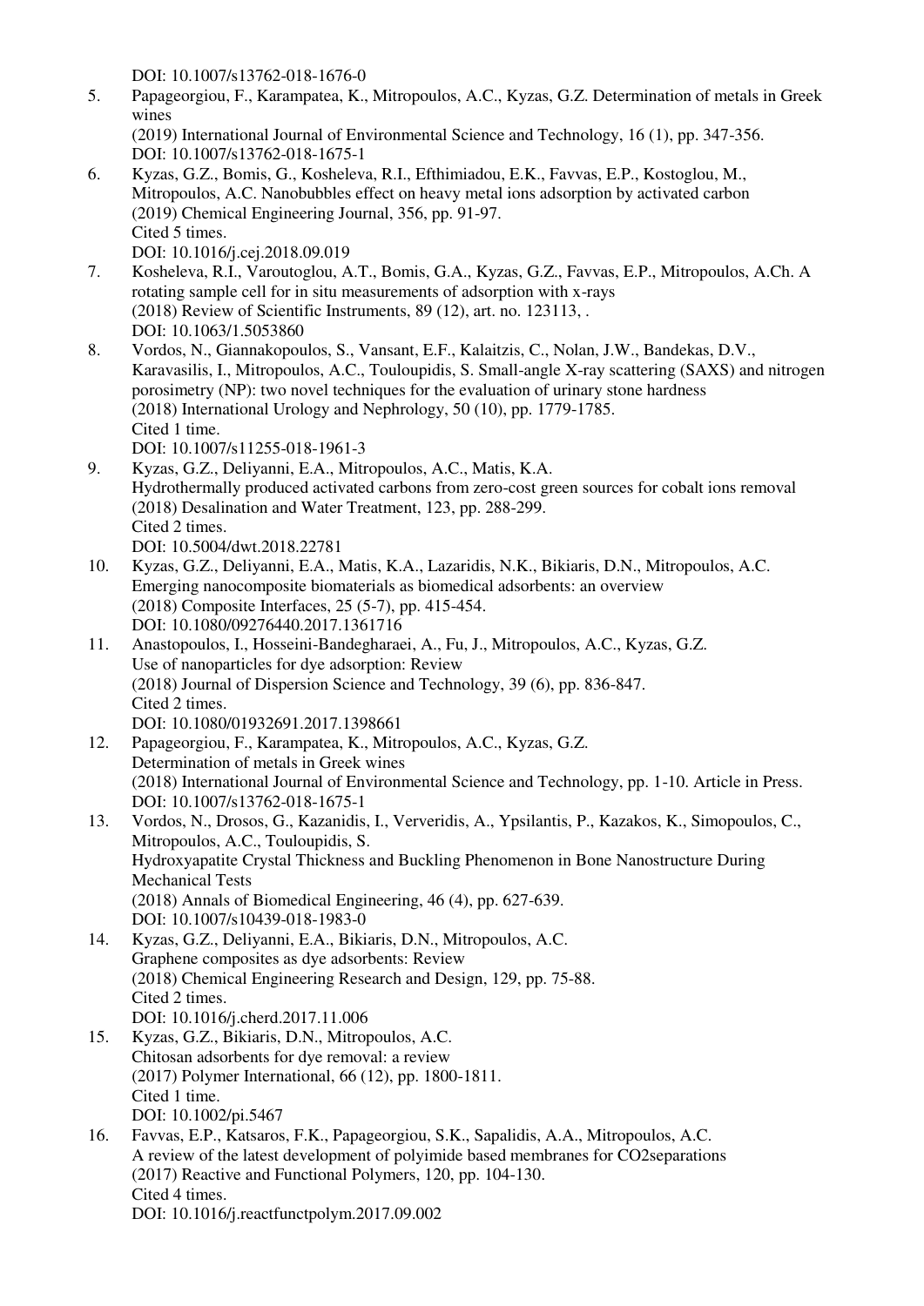DOI: 10.1007/s13762-018-1676-0

5. Papageorgiou, F., Karampatea, K., Mitropoulos, A.C., Kyzas, G.Z. Determination of metals in Greek wines
   (2019) International Journal of Environmental Science and Technology, 16 (1), pp. 347-356.
   DOI: 10.1007/s13762-018-1675-1
6. Kyzas, G.Z., Bomis, G., Kosheleva, R.I., Efthimiadou, E.K., Favvas, E.P., Kostoglou, M., Mitropoulos, A.C. Nanobubbles effect on heavy metal ions adsorption by activated carbon
   (2019) Chemical Engineering Journal, 356, pp. 91-97.
   Cited 5 times.
   DOI: 10.1016/j.cej.2018.09.019
7. Kosheleva, R.I., Varoutoglou, A.T., Bomis, G.A., Kyzas, G.Z., Favvas, E.P., Mitropoulos, A.Ch. A rotating sample cell for in situ measurements of adsorption with x-rays
   (2018) Review of Scientific Instruments, 89 (12), art. no. 123113, .
   DOI: 10.1063/1.5053860
8. Vordos, N., Giannakopoulos, S., Vansant, E.F., Kalaitzis, C., Nolan, J.W., Bandekas, D.V., Karavasilis, I., Mitropoulos, A.C., Touloupidis, S. Small-angle X-ray scattering (SAXS) and nitrogen porosimetry (NP): two novel techniques for the evaluation of urinary stone hardness
   (2018) International Urology and Nephrology, 50 (10), pp. 1779-1785.
   Cited 1 time.
   DOI: 10.1007/s11255-018-1961-3
9. Kyzas, G.Z., Deliyanni, E.A., Mitropoulos, A.C., Matis, K.A.
   Hydrothermally produced activated carbons from zero-cost green sources for cobalt ions removal
   (2018) Desalination and Water Treatment, 123, pp. 288-299.
   Cited 2 times.
   DOI: 10.5004/dwt.2018.22781
10. Kyzas, G.Z., Deliyanni, E.A., Matis, K.A., Lazaridis, N.K., Bikiaris, D.N., Mitropoulos, A.C.
    Emerging nanocomposite biomaterials as biomedical adsorbents: an overview
    (2018) Composite Interfaces, 25 (5-7), pp. 415-454.
    DOI: 10.1080/09276440.2017.1361716
11. Anastopoulos, I., Hosseini-Bandegharaei, A., Fu, J., Mitropoulos, A.C., Kyzas, G.Z.
    Use of nanoparticles for dye adsorption: Review
    (2018) Journal of Dispersion Science and Technology, 39 (6), pp. 836-847.
    Cited 2 times.
    DOI: 10.1080/01932691.2017.1398661
12. Papageorgiou, F., Karampatea, K., Mitropoulos, A.C., Kyzas, G.Z.
    Determination of metals in Greek wines
    (2018) International Journal of Environmental Science and Technology, pp. 1-10. Article in Press.
    DOI: 10.1007/s13762-018-1675-1
13. Vordos, N., Drosos, G., Kazanidis, I., Ververidis, A., Ypsilantis, P., Kazakos, K., Simopoulos, C., Mitropoulos, A.C., Touloupidis, S.
    Hydroxyapatite Crystal Thickness and Buckling Phenomenon in Bone Nanostructure During Mechanical Tests
    (2018) Annals of Biomedical Engineering, 46 (4), pp. 627-639.
    DOI: 10.1007/s10439-018-1983-0
14. Kyzas, G.Z., Deliyanni, E.A., Bikiaris, D.N., Mitropoulos, A.C.
    Graphene composites as dye adsorbents: Review
    (2018) Chemical Engineering Research and Design, 129, pp. 75-88.
    Cited 2 times.
    DOI: 10.1016/j.cherd.2017.11.006
15. Kyzas, G.Z., Bikiaris, D.N., Mitropoulos, A.C.
    Chitosan adsorbents for dye removal: a review
    (2017) Polymer International, 66 (12), pp. 1800-1811.
    Cited 1 time.
    DOI: 10.1002/pi.5467
16. Favvas, E.P., Katsaros, F.K., Papageorgiou, S.K., Sapalidis, A.A., Mitropoulos, A.C.
    A review of the latest development of polyimide based membranes for CO2separations
    (2017) Reactive and Functional Polymers, 120, pp. 104-130.
    Cited 4 times.
    DOI: 10.1016/j.reactfunctpolym.2017.09.002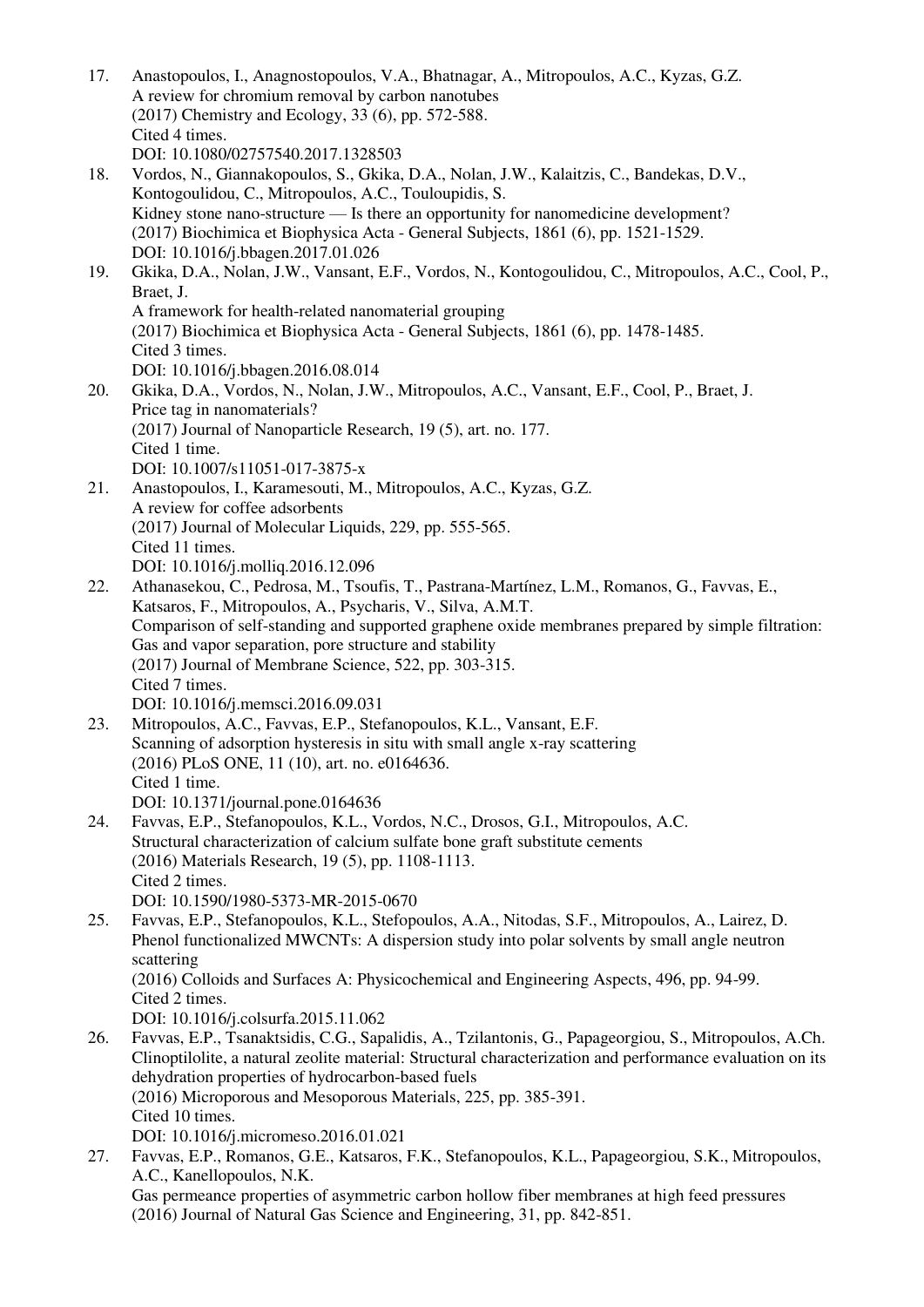17. Anastopoulos, I., Anagnostopoulos, V.A., Bhatnagar, A., Mitropoulos, A.C., Kyzas, G.Z.
    A review for chromium removal by carbon nanotubes
    (2017) Chemistry and Ecology, 33 (6), pp. 572-588.
    Cited 4 times.
    DOI: 10.1080/02757540.2017.1328503
18. Vordos, N., Giannakopoulos, S., Gkika, D.A., Nolan, J.W., Kalaitzis, C., Bandekas, D.V., Kontogoulidou, C., Mitropoulos, A.C., Touloupidis, S.
    Kidney stone nano-structure — Is there an opportunity for nanomedicine development?
    (2017) Biochimica et Biophysica Acta - General Subjects, 1861 (6), pp. 1521-1529.
    DOI: 10.1016/j.bbagen.2017.01.026
19. Gkika, D.A., Nolan, J.W., Vansant, E.F., Vordos, N., Kontogoulidou, C., Mitropoulos, A.C., Cool, P., Braet, J.
    A framework for health-related nanomaterial grouping
    (2017) Biochimica et Biophysica Acta - General Subjects, 1861 (6), pp. 1478-1485.
    Cited 3 times.
    DOI: 10.1016/j.bbagen.2016.08.014
20. Gkika, D.A., Vordos, N., Nolan, J.W., Mitropoulos, A.C., Vansant, E.F., Cool, P., Braet, J.
    Price tag in nanomaterials?
    (2017) Journal of Nanoparticle Research, 19 (5), art. no. 177.
    Cited 1 time.
    DOI: 10.1007/s11051-017-3875-x
21. Anastopoulos, I., Karamesouti, M., Mitropoulos, A.C., Kyzas, G.Z.
    A review for coffee adsorbents
    (2017) Journal of Molecular Liquids, 229, pp. 555-565.
    Cited 11 times.
    DOI: 10.1016/j.molliq.2016.12.096
22. Athanasekou, C., Pedrosa, M., Tsoufis, T., Pastrana-Martínez, L.M., Romanos, G., Favvas, E., Katsaros, F., Mitropoulos, A., Psycharis, V., Silva, A.M.T.
    Comparison of self-standing and supported graphene oxide membranes prepared by simple filtration: Gas and vapor separation, pore structure and stability
    (2017) Journal of Membrane Science, 522, pp. 303-315.
    Cited 7 times.
    DOI: 10.1016/j.memsci.2016.09.031
23. Mitropoulos, A.C., Favvas, E.P., Stefanopoulos, K.L., Vansant, E.F.
    Scanning of adsorption hysteresis in situ with small angle x-ray scattering
    (2016) PLoS ONE, 11 (10), art. no. e0164636.
    Cited 1 time.
    DOI: 10.1371/journal.pone.0164636
24. Favvas, E.P., Stefanopoulos, K.L., Vordos, N.C., Drosos, G.I., Mitropoulos, A.C.
    Structural characterization of calcium sulfate bone graft substitute cements
    (2016) Materials Research, 19 (5), pp. 1108-1113.
    Cited 2 times.
    DOI: 10.1590/1980-5373-MR-2015-0670
25. Favvas, E.P., Stefanopoulos, K.L., Stefopoulos, A.A., Nitodas, S.F., Mitropoulos, A., Lairez, D.
    Phenol functionalized MWCNTs: A dispersion study into polar solvents by small angle neutron scattering
    (2016) Colloids and Surfaces A: Physicochemical and Engineering Aspects, 496, pp. 94-99.
    Cited 2 times.
    DOI: 10.1016/j.colsurfa.2015.11.062
26. Favvas, E.P., Tsanaktsidis, C.G., Sapalidis, A., Tzilantonis, G., Papageorgiou, S., Mitropoulos, A.Ch.
    Clinoptilolite, a natural zeolite material: Structural characterization and performance evaluation on its dehydration properties of hydrocarbon-based fuels
    (2016) Microporous and Mesoporous Materials, 225, pp. 385-391.
    Cited 10 times.
    DOI: 10.1016/j.micromeso.2016.01.021
27. Favvas, E.P., Romanos, G.E., Katsaros, F.K., Stefanopoulos, K.L., Papageorgiou, S.K., Mitropoulos, A.C., Kanellopoulos, N.K.
    Gas permeance properties of asymmetric carbon hollow fiber membranes at high feed pressures
    (2016) Journal of Natural Gas Science and Engineering, 31, pp. 842-851.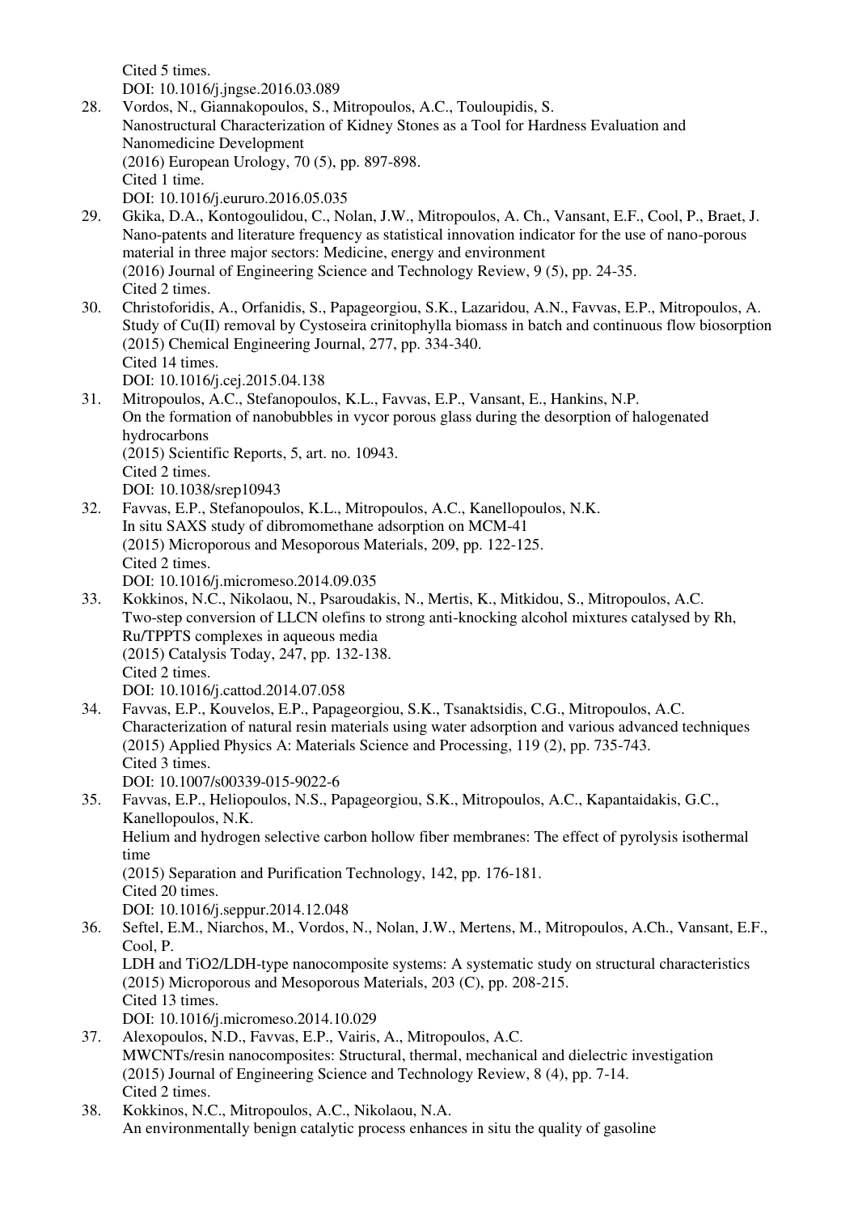Cited 5 times.
DOI: 10.1016/j.jngse.2016.03.089

28. Vordos, N., Giannakopoulos, S., Mitropoulos, A.C., Touloupidis, S.
    Nanostructural Characterization of Kidney Stones as a Tool for Hardness Evaluation and Nanomedicine Development
    (2016) European Urology, 70 (5), pp. 897-898.
    Cited 1 time.
    DOI: 10.1016/j.eururo.2016.05.035
29. Gkika, D.A., Kontogoulidou, C., Nolan, J.W., Mitropoulos, A. Ch., Vansant, E.F., Cool, P., Braet, J.
    Nano-patents and literature frequency as statistical innovation indicator for the use of nano-porous material in three major sectors: Medicine, energy and environment
    (2016) Journal of Engineering Science and Technology Review, 9 (5), pp. 24-35.
    Cited 2 times.
30. Christoforidis, A., Orfanidis, S., Papageorgiou, S.K., Lazaridou, A.N., Favvas, E.P., Mitropoulos, A.
    Study of Cu(II) removal by Cystoseira crinitophylla biomass in batch and continuous flow biosorption
    (2015) Chemical Engineering Journal, 277, pp. 334-340.
    Cited 14 times.
    DOI: 10.1016/j.cej.2015.04.138
31. Mitropoulos, A.C., Stefanopoulos, K.L., Favvas, E.P., Vansant, E., Hankins, N.P.
    On the formation of nanobubbles in vycor porous glass during the desorption of halogenated hydrocarbons
    (2015) Scientific Reports, 5, art. no. 10943.
    Cited 2 times.
    DOI: 10.1038/srep10943
32. Favvas, E.P., Stefanopoulos, K.L., Mitropoulos, A.C., Kanellopoulos, N.K.
    In situ SAXS study of dibromomethane adsorption on MCM-41
    (2015) Microporous and Mesoporous Materials, 209, pp. 122-125.
    Cited 2 times.
    DOI: 10.1016/j.micromeso.2014.09.035
33. Kokkinos, N.C., Nikolaou, N., Psaroudakis, N., Mertis, K., Mitkidou, S., Mitropoulos, A.C.
    Two-step conversion of LLCN olefins to strong anti-knocking alcohol mixtures catalysed by Rh, Ru/TPPTS complexes in aqueous media
    (2015) Catalysis Today, 247, pp. 132-138.
    Cited 2 times.
    DOI: 10.1016/j.cattod.2014.07.058
34. Favvas, E.P., Kouvelos, E.P., Papageorgiou, S.K., Tsanaktsidis, C.G., Mitropoulos, A.C.
    Characterization of natural resin materials using water adsorption and various advanced techniques
    (2015) Applied Physics A: Materials Science and Processing, 119 (2), pp. 735-743.
    Cited 3 times.
    DOI: 10.1007/s00339-015-9022-6
35. Favvas, E.P., Heliopoulos, N.S., Papageorgiou, S.K., Mitropoulos, A.C., Kapantaidakis, G.C., Kanellopoulos, N.K.
    Helium and hydrogen selective carbon hollow fiber membranes: The effect of pyrolysis isothermal time
    (2015) Separation and Purification Technology, 142, pp. 176-181.
    Cited 20 times.
    DOI: 10.1016/j.seppur.2014.12.048
36. Seftel, E.M., Niarchos, M., Vordos, N., Nolan, J.W., Mertens, M., Mitropoulos, A.Ch., Vansant, E.F., Cool, P.
    LDH and TiO2/LDH-type nanocomposite systems: A systematic study on structural characteristics
    (2015) Microporous and Mesoporous Materials, 203 (C), pp. 208-215.
    Cited 13 times.
    DOI: 10.1016/j.micromeso.2014.10.029
37. Alexopoulos, N.D., Favvas, E.P., Vairis, A., Mitropoulos, A.C.
    MWCNTs/resin nanocomposites: Structural, thermal, mechanical and dielectric investigation
    (2015) Journal of Engineering Science and Technology Review, 8 (4), pp. 7-14.
    Cited 2 times.
38. Kokkinos, N.C., Mitropoulos, A.C., Nikolaou, N.A.
    An environmentally benign catalytic process enhances in situ the quality of gasoline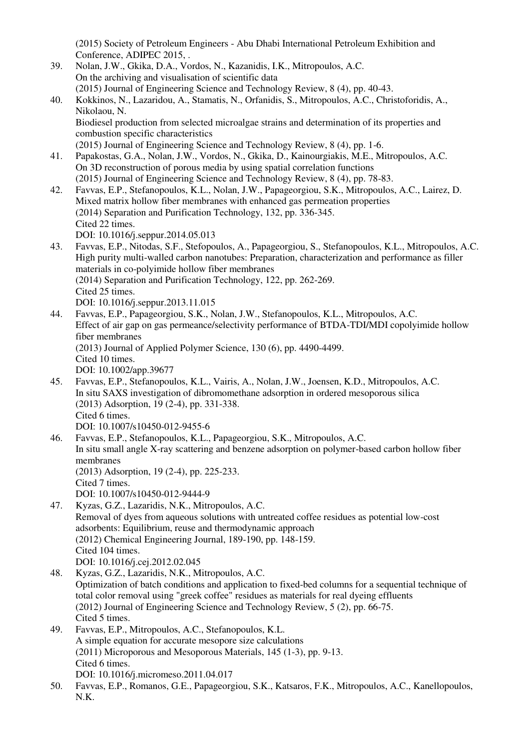(2015) Society of Petroleum Engineers - Abu Dhabi International Petroleum Exhibition and Conference, ADIPEC 2015, .

39. Nolan, J.W., Gkika, D.A., Vordos, N., Kazanidis, I.K., Mitropoulos, A.C.
    On the archiving and visualisation of scientific data
    (2015) Journal of Engineering Science and Technology Review, 8 (4), pp. 40-43.
40. Kokkinos, N., Lazaridou, A., Stamatis, N., Orfanidis, S., Mitropoulos, A.C., Christoforidis, A., Nikolaou, N.
    Biodiesel production from selected microalgae strains and determination of its properties and combustion specific characteristics
    (2015) Journal of Engineering Science and Technology Review, 8 (4), pp. 1-6.
41. Papakostas, G.A., Nolan, J.W., Vordos, N., Gkika, D., Kainourgiakis, M.E., Mitropoulos, A.C.
    On 3D reconstruction of porous media by using spatial correlation functions
    (2015) Journal of Engineering Science and Technology Review, 8 (4), pp. 78-83.
42. Favvas, E.P., Stefanopoulos, K.L., Nolan, J.W., Papageorgiou, S.K., Mitropoulos, A.C., Lairez, D.
    Mixed matrix hollow fiber membranes with enhanced gas permeation properties
    (2014) Separation and Purification Technology, 132, pp. 336-345.
    Cited 22 times.
    DOI: 10.1016/j.seppur.2014.05.013
43. Favvas, E.P., Nitodas, S.F., Stefopoulos, A., Papageorgiou, S., Stefanopoulos, K.L., Mitropoulos, A.C.
    High purity multi-walled carbon nanotubes: Preparation, characterization and performance as filler materials in co-polyimide hollow fiber membranes
    (2014) Separation and Purification Technology, 122, pp. 262-269.
    Cited 25 times.
    DOI: 10.1016/j.seppur.2013.11.015
44. Favvas, E.P., Papageorgiou, S.K., Nolan, J.W., Stefanopoulos, K.L., Mitropoulos, A.C.
    Effect of air gap on gas permeance/selectivity performance of BTDA-TDI/MDI copolyimide hollow fiber membranes
    (2013) Journal of Applied Polymer Science, 130 (6), pp. 4490-4499.
    Cited 10 times.
    DOI: 10.1002/app.39677
45. Favvas, E.P., Stefanopoulos, K.L., Vairis, A., Nolan, J.W., Joensen, K.D., Mitropoulos, A.C.
    In situ SAXS investigation of dibromomethane adsorption in ordered mesoporous silica
    (2013) Adsorption, 19 (2-4), pp. 331-338.
    Cited 6 times.
    DOI: 10.1007/s10450-012-9455-6
46. Favvas, E.P., Stefanopoulos, K.L., Papageorgiou, S.K., Mitropoulos, A.C.
    In situ small angle X-ray scattering and benzene adsorption on polymer-based carbon hollow fiber membranes
    (2013) Adsorption, 19 (2-4), pp. 225-233.
    Cited 7 times.
    DOI: 10.1007/s10450-012-9444-9
47. Kyzas, G.Z., Lazaridis, N.K., Mitropoulos, A.C.
    Removal of dyes from aqueous solutions with untreated coffee residues as potential low-cost adsorbents: Equilibrium, reuse and thermodynamic approach
    (2012) Chemical Engineering Journal, 189-190, pp. 148-159.
    Cited 104 times.
    DOI: 10.1016/j.cej.2012.02.045
48. Kyzas, G.Z., Lazaridis, N.K., Mitropoulos, A.C.
    Optimization of batch conditions and application to fixed-bed columns for a sequential technique of total color removal using "greek coffee" residues as materials for real dyeing effluents
    (2012) Journal of Engineering Science and Technology Review, 5 (2), pp. 66-75.
    Cited 5 times.
49. Favvas, E.P., Mitropoulos, A.C., Stefanopoulos, K.L.
    A simple equation for accurate mesopore size calculations
    (2011) Microporous and Mesoporous Materials, 145 (1-3), pp. 9-13.
    Cited 6 times.
    DOI: 10.1016/j.micromeso.2011.04.017
50. Favvas, E.P., Romanos, G.E., Papageorgiou, S.K., Katsaros, F.K., Mitropoulos, A.C., Kanellopoulos, N.K.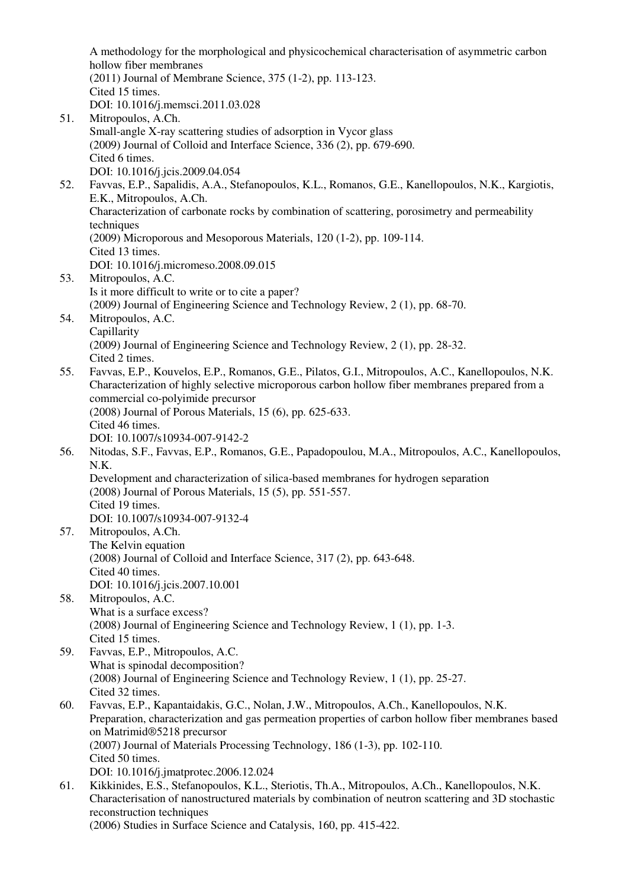A methodology for the morphological and physicochemical characterisation of asymmetric carbon hollow fiber membranes
(2011) Journal of Membrane Science, 375 (1-2), pp. 113-123.
Cited 15 times.
DOI: 10.1016/j.memsci.2011.03.028

51. Mitropoulos, A.Ch.
Small-angle X-ray scattering studies of adsorption in Vycor glass
(2009) Journal of Colloid and Interface Science, 336 (2), pp. 679-690.
Cited 6 times.
DOI: 10.1016/j.jcis.2009.04.054

52. Favvas, E.P., Sapalidis, A.A., Stefanopoulos, K.L., Romanos, G.E., Kanellopoulos, N.K., Kargiotis, E.K., Mitropoulos, A.Ch.
Characterization of carbonate rocks by combination of scattering, porosimetry and permeability techniques
(2009) Microporous and Mesoporous Materials, 120 (1-2), pp. 109-114.
Cited 13 times.
DOI: 10.1016/j.micromeso.2008.09.015

53. Mitropoulos, A.C.
Is it more difficult to write or to cite a paper?
(2009) Journal of Engineering Science and Technology Review, 2 (1), pp. 68-70.

54. Mitropoulos, A.C.
Capillarity
(2009) Journal of Engineering Science and Technology Review, 2 (1), pp. 28-32.
Cited 2 times.

55. Favvas, E.P., Kouvelos, E.P., Romanos, G.E., Pilatos, G.I., Mitropoulos, A.C., Kanellopoulos, N.K.
Characterization of highly selective microporous carbon hollow fiber membranes prepared from a commercial co-polyimide precursor
(2008) Journal of Porous Materials, 15 (6), pp. 625-633.
Cited 46 times.
DOI: 10.1007/s10934-007-9142-2

56. Nitodas, S.F., Favvas, E.P., Romanos, G.E., Papadopoulou, M.A., Mitropoulos, A.C., Kanellopoulos, N.K.
Development and characterization of silica-based membranes for hydrogen separation
(2008) Journal of Porous Materials, 15 (5), pp. 551-557.
Cited 19 times.
DOI: 10.1007/s10934-007-9132-4

57. Mitropoulos, A.Ch.
The Kelvin equation
(2008) Journal of Colloid and Interface Science, 317 (2), pp. 643-648.
Cited 40 times.
DOI: 10.1016/j.jcis.2007.10.001

58. Mitropoulos, A.C.
What is a surface excess?
(2008) Journal of Engineering Science and Technology Review, 1 (1), pp. 1-3.
Cited 15 times.

59. Favvas, E.P., Mitropoulos, A.C.
What is spinodal decomposition?
(2008) Journal of Engineering Science and Technology Review, 1 (1), pp. 25-27.
Cited 32 times.

60. Favvas, E.P., Kapantaidakis, G.C., Nolan, J.W., Mitropoulos, A.Ch., Kanellopoulos, N.K.
Preparation, characterization and gas permeation properties of carbon hollow fiber membranes based on Matrimid®5218 precursor
(2007) Journal of Materials Processing Technology, 186 (1-3), pp. 102-110.
Cited 50 times.
DOI: 10.1016/j.jmatprotec.2006.12.024

61. Kikkinides, E.S., Stefanopoulos, K.L., Steriotis, Th.A., Mitropoulos, A.Ch., Kanellopoulos, N.K.
Characterisation of nanostructured materials by combination of neutron scattering and 3D stochastic reconstruction techniques
(2006) Studies in Surface Science and Catalysis, 160, pp. 415-422.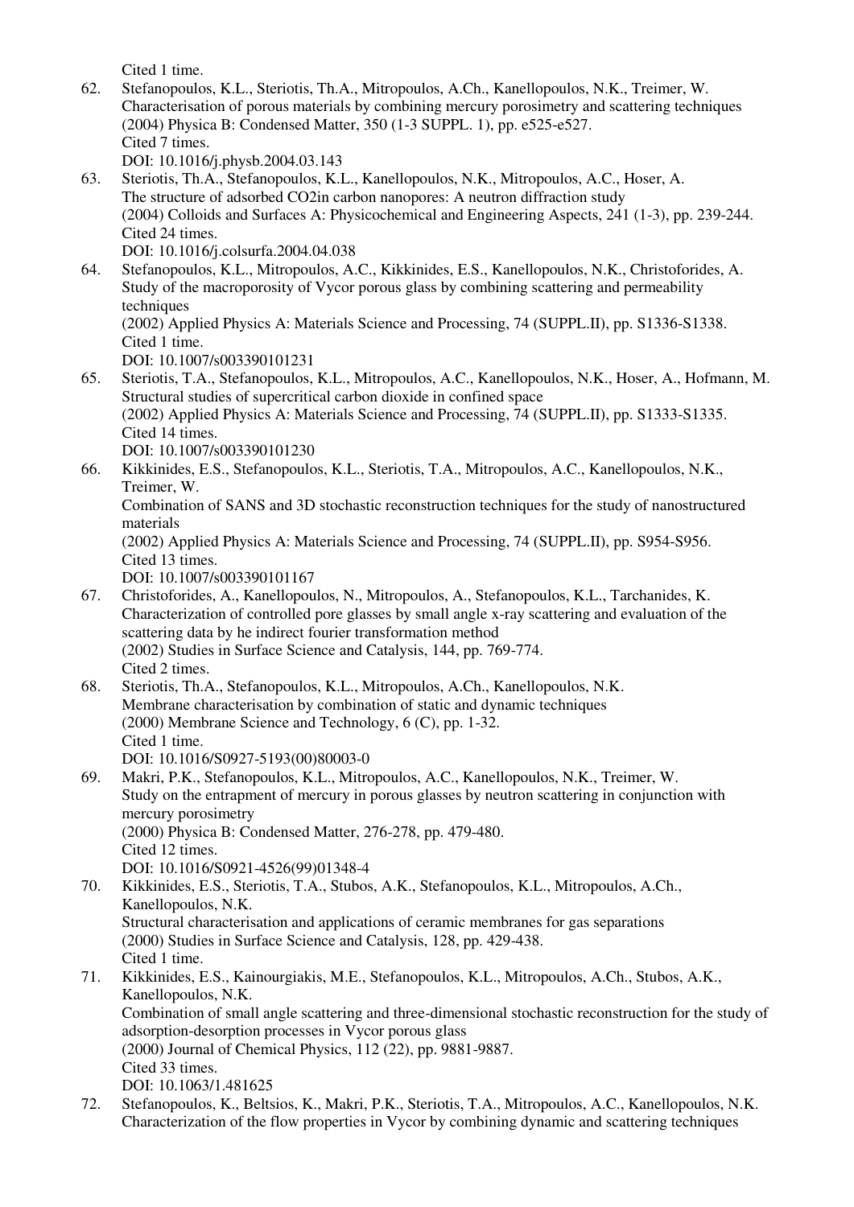Cited 1 time.

62. Stefanopoulos, K.L., Steriotis, Th.A., Mitropoulos, A.Ch., Kanellopoulos, N.K., Treimer, W.
Characterisation of porous materials by combining mercury porosimetry and scattering techniques
(2004) Physica B: Condensed Matter, 350 (1-3 SUPPL. 1), pp. e525-e527.
Cited 7 times.
DOI: 10.1016/j.physb.2004.03.143

63. Steriotis, Th.A., Stefanopoulos, K.L., Kanellopoulos, N.K., Mitropoulos, A.C., Hoser, A.
The structure of adsorbed CO2in carbon nanopores: A neutron diffraction study
(2004) Colloids and Surfaces A: Physicochemical and Engineering Aspects, 241 (1-3), pp. 239-244.
Cited 24 times.
DOI: 10.1016/j.colsurfa.2004.04.038

64. Stefanopoulos, K.L., Mitropoulos, A.C., Kikkinides, E.S., Kanellopoulos, N.K., Christoforides, A.
Study of the macroporosity of Vycor porous glass by combining scattering and permeability techniques
(2002) Applied Physics A: Materials Science and Processing, 74 (SUPPL.II), pp. S1336-S1338.
Cited 1 time.
DOI: 10.1007/s003390101231

65. Steriotis, T.A., Stefanopoulos, K.L., Mitropoulos, A.C., Kanellopoulos, N.K., Hoser, A., Hofmann, M.
Structural studies of supercritical carbon dioxide in confined space
(2002) Applied Physics A: Materials Science and Processing, 74 (SUPPL.II), pp. S1333-S1335.
Cited 14 times.
DOI: 10.1007/s003390101230

66. Kikkinides, E.S., Stefanopoulos, K.L., Steriotis, T.A., Mitropoulos, A.C., Kanellopoulos, N.K., Treimer, W.
Combination of SANS and 3D stochastic reconstruction techniques for the study of nanostructured materials
(2002) Applied Physics A: Materials Science and Processing, 74 (SUPPL.II), pp. S954-S956.
Cited 13 times.
DOI: 10.1007/s003390101167

67. Christoforides, A., Kanellopoulos, N., Mitropoulos, A., Stefanopoulos, K.L., Tarchanides, K.
Characterization of controlled pore glasses by small angle x-ray scattering and evaluation of the scattering data by he indirect fourier transformation method
(2002) Studies in Surface Science and Catalysis, 144, pp. 769-774.
Cited 2 times.

68. Steriotis, Th.A., Stefanopoulos, K.L., Mitropoulos, A.Ch., Kanellopoulos, N.K.
Membrane characterisation by combination of static and dynamic techniques
(2000) Membrane Science and Technology, 6 (C), pp. 1-32.
Cited 1 time.
DOI: 10.1016/S0927-5193(00)80003-0

69. Makri, P.K., Stefanopoulos, K.L., Mitropoulos, A.C., Kanellopoulos, N.K., Treimer, W.
Study on the entrapment of mercury in porous glasses by neutron scattering in conjunction with mercury porosimetry
(2000) Physica B: Condensed Matter, 276-278, pp. 479-480.
Cited 12 times.
DOI: 10.1016/S0921-4526(99)01348-4

70. Kikkinides, E.S., Steriotis, T.A., Stubos, A.K., Stefanopoulos, K.L., Mitropoulos, A.Ch., Kanellopoulos, N.K.
Structural characterisation and applications of ceramic membranes for gas separations
(2000) Studies in Surface Science and Catalysis, 128, pp. 429-438.
Cited 1 time.

71. Kikkinides, E.S., Kainourgiakis, M.E., Stefanopoulos, K.L., Mitropoulos, A.Ch., Stubos, A.K., Kanellopoulos, N.K.
Combination of small angle scattering and three-dimensional stochastic reconstruction for the study of adsorption-desorption processes in Vycor porous glass
(2000) Journal of Chemical Physics, 112 (22), pp. 9881-9887.
Cited 33 times.
DOI: 10.1063/1.481625

72. Stefanopoulos, K., Beltsios, K., Makri, P.K., Steriotis, T.A., Mitropoulos, A.C., Kanellopoulos, N.K.
Characterization of the flow properties in Vycor by combining dynamic and scattering techniques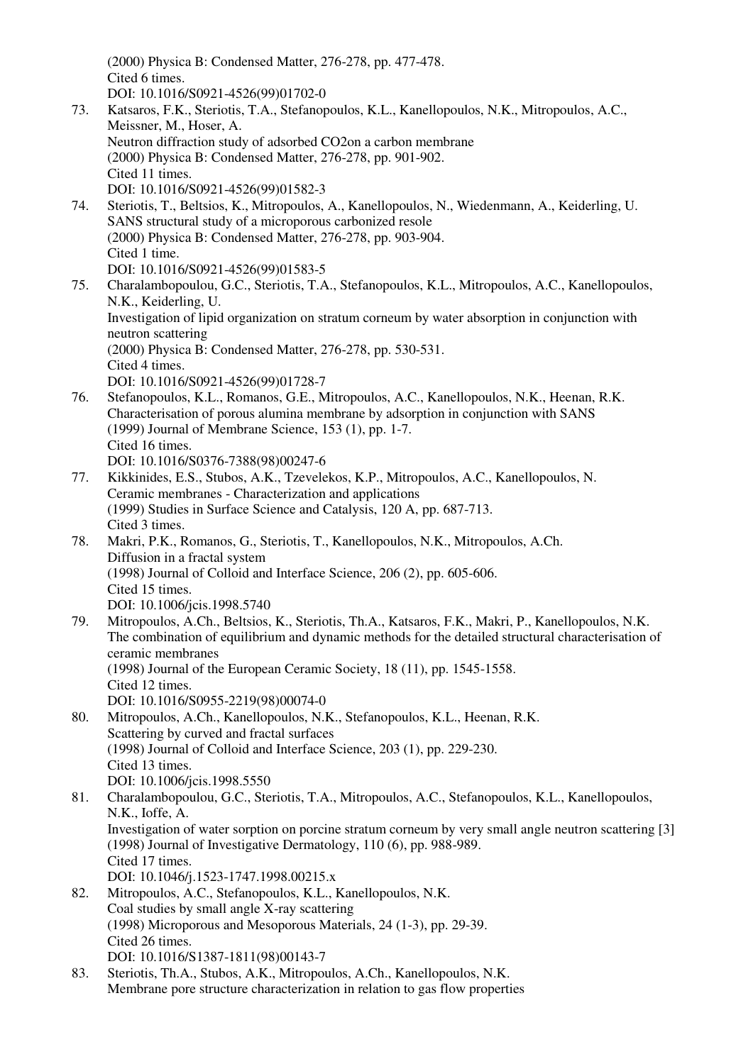(2000) Physica B: Condensed Matter, 276-278, pp. 477-478.
Cited 6 times.
DOI: 10.1016/S0921-4526(99)01702-0

73. Katsaros, F.K., Steriotis, T.A., Stefanopoulos, K.L., Kanellopoulos, N.K., Mitropoulos, A.C., Meissner, M., Hoser, A.
Neutron diffraction study of adsorbed CO2on a carbon membrane
(2000) Physica B: Condensed Matter, 276-278, pp. 901-902.
Cited 11 times.
DOI: 10.1016/S0921-4526(99)01582-3
74. Steriotis, T., Beltsios, K., Mitropoulos, A., Kanellopoulos, N., Wiedenmann, A., Keiderling, U.
SANS structural study of a microporous carbonized resole
(2000) Physica B: Condensed Matter, 276-278, pp. 903-904.
Cited 1 time.
DOI: 10.1016/S0921-4526(99)01583-5
75. Charalambopoulou, G.C., Steriotis, T.A., Stefanopoulos, K.L., Mitropoulos, A.C., Kanellopoulos, N.K., Keiderling, U.
Investigation of lipid organization on stratum corneum by water absorption in conjunction with neutron scattering
(2000) Physica B: Condensed Matter, 276-278, pp. 530-531.
Cited 4 times.
DOI: 10.1016/S0921-4526(99)01728-7
76. Stefanopoulos, K.L., Romanos, G.E., Mitropoulos, A.C., Kanellopoulos, N.K., Heenan, R.K.
Characterisation of porous alumina membrane by adsorption in conjunction with SANS
(1999) Journal of Membrane Science, 153 (1), pp. 1-7.
Cited 16 times.
DOI: 10.1016/S0376-7388(98)00247-6
77. Kikkinides, E.S., Stubos, A.K., Tzevelekos, K.P., Mitropoulos, A.C., Kanellopoulos, N.
Ceramic membranes - Characterization and applications
(1999) Studies in Surface Science and Catalysis, 120 A, pp. 687-713.
Cited 3 times.
78. Makri, P.K., Romanos, G., Steriotis, T., Kanellopoulos, N.K., Mitropoulos, A.Ch.
Diffusion in a fractal system
(1998) Journal of Colloid and Interface Science, 206 (2), pp. 605-606.
Cited 15 times.
DOI: 10.1006/jcis.1998.5740
79. Mitropoulos, A.Ch., Beltsios, K., Steriotis, Th.A., Katsaros, F.K., Makri, P., Kanellopoulos, N.K.
The combination of equilibrium and dynamic methods for the detailed structural characterisation of ceramic membranes
(1998) Journal of the European Ceramic Society, 18 (11), pp. 1545-1558.
Cited 12 times.
DOI: 10.1016/S0955-2219(98)00074-0
80. Mitropoulos, A.Ch., Kanellopoulos, N.K., Stefanopoulos, K.L., Heenan, R.K.
Scattering by curved and fractal surfaces
(1998) Journal of Colloid and Interface Science, 203 (1), pp. 229-230.
Cited 13 times.
DOI: 10.1006/jcis.1998.5550
81. Charalambopoulou, G.C., Steriotis, T.A., Mitropoulos, A.C., Stefanopoulos, K.L., Kanellopoulos, N.K., Ioffe, A.
Investigation of water sorption on porcine stratum corneum by very small angle neutron scattering [3]
(1998) Journal of Investigative Dermatology, 110 (6), pp. 988-989.
Cited 17 times.
DOI: 10.1046/j.1523-1747.1998.00215.x
82. Mitropoulos, A.C., Stefanopoulos, K.L., Kanellopoulos, N.K.
Coal studies by small angle X-ray scattering
(1998) Microporous and Mesoporous Materials, 24 (1-3), pp. 29-39.
Cited 26 times.
DOI: 10.1016/S1387-1811(98)00143-7
83. Steriotis, Th.A., Stubos, A.K., Mitropoulos, A.Ch., Kanellopoulos, N.K.
Membrane pore structure characterization in relation to gas flow properties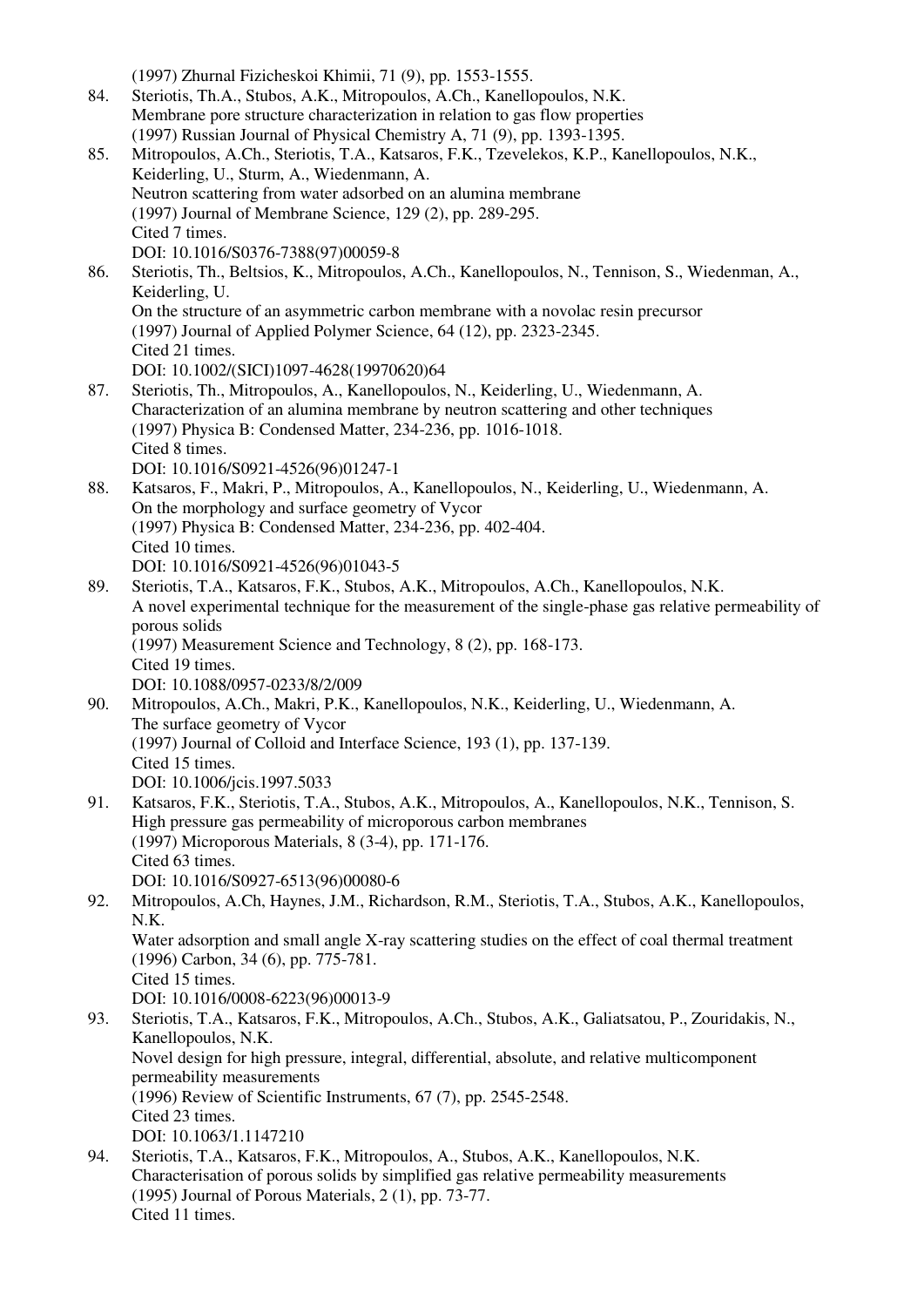(1997) Zhurnal Fizicheskoi Khimii, 71 (9), pp. 1553-1555.

84. Steriotis, Th.A., Stubos, A.K., Mitropoulos, A.Ch., Kanellopoulos, N.K.
    Membrane pore structure characterization in relation to gas flow properties
    (1997) Russian Journal of Physical Chemistry A, 71 (9), pp. 1393-1395.
85. Mitropoulos, A.Ch., Steriotis, T.A., Katsaros, F.K., Tzevelekos, K.P., Kanellopoulos, N.K., Keiderling, U., Sturm, A., Wiedenmann, A.
    Neutron scattering from water adsorbed on an alumina membrane
    (1997) Journal of Membrane Science, 129 (2), pp. 289-295.
    Cited 7 times.
    DOI: 10.1016/S0376-7388(97)00059-8
86. Steriotis, Th., Beltsios, K., Mitropoulos, A.Ch., Kanellopoulos, N., Tennison, S., Wiedenman, A., Keiderling, U.
    On the structure of an asymmetric carbon membrane with a novolac resin precursor
    (1997) Journal of Applied Polymer Science, 64 (12), pp. 2323-2345.
    Cited 21 times.
    DOI: 10.1002/(SICI)1097-4628(19970620)64
87. Steriotis, Th., Mitropoulos, A., Kanellopoulos, N., Keiderling, U., Wiedenmann, A.
    Characterization of an alumina membrane by neutron scattering and other techniques
    (1997) Physica B: Condensed Matter, 234-236, pp. 1016-1018.
    Cited 8 times.
    DOI: 10.1016/S0921-4526(96)01247-1
88. Katsaros, F., Makri, P., Mitropoulos, A., Kanellopoulos, N., Keiderling, U., Wiedenmann, A.
    On the morphology and surface geometry of Vycor
    (1997) Physica B: Condensed Matter, 234-236, pp. 402-404.
    Cited 10 times.
    DOI: 10.1016/S0921-4526(96)01043-5
89. Steriotis, T.A., Katsaros, F.K., Stubos, A.K., Mitropoulos, A.Ch., Kanellopoulos, N.K.
    A novel experimental technique for the measurement of the single-phase gas relative permeability of porous solids
    (1997) Measurement Science and Technology, 8 (2), pp. 168-173.
    Cited 19 times.
    DOI: 10.1088/0957-0233/8/2/009
90. Mitropoulos, A.Ch., Makri, P.K., Kanellopoulos, N.K., Keiderling, U., Wiedenmann, A.
    The surface geometry of Vycor
    (1997) Journal of Colloid and Interface Science, 193 (1), pp. 137-139.
    Cited 15 times.
    DOI: 10.1006/jcis.1997.5033
91. Katsaros, F.K., Steriotis, T.A., Stubos, A.K., Mitropoulos, A., Kanellopoulos, N.K., Tennison, S.
    High pressure gas permeability of microporous carbon membranes
    (1997) Microporous Materials, 8 (3-4), pp. 171-176.
    Cited 63 times.
    DOI: 10.1016/S0927-6513(96)00080-6
92. Mitropoulos, A.Ch, Haynes, J.M., Richardson, R.M., Steriotis, T.A., Stubos, A.K., Kanellopoulos, N.K.
    Water adsorption and small angle X-ray scattering studies on the effect of coal thermal treatment
    (1996) Carbon, 34 (6), pp. 775-781.
    Cited 15 times.
    DOI: 10.1016/0008-6223(96)00013-9
93. Steriotis, T.A., Katsaros, F.K., Mitropoulos, A.Ch., Stubos, A.K., Galiatsatou, P., Zouridakis, N., Kanellopoulos, N.K.
    Novel design for high pressure, integral, differential, absolute, and relative multicomponent permeability measurements
    (1996) Review of Scientific Instruments, 67 (7), pp. 2545-2548.
    Cited 23 times.
    DOI: 10.1063/1.1147210
94. Steriotis, T.A., Katsaros, F.K., Mitropoulos, A., Stubos, A.K., Kanellopoulos, N.K.
    Characterisation of porous solids by simplified gas relative permeability measurements
    (1995) Journal of Porous Materials, 2 (1), pp. 73-77.
    Cited 11 times.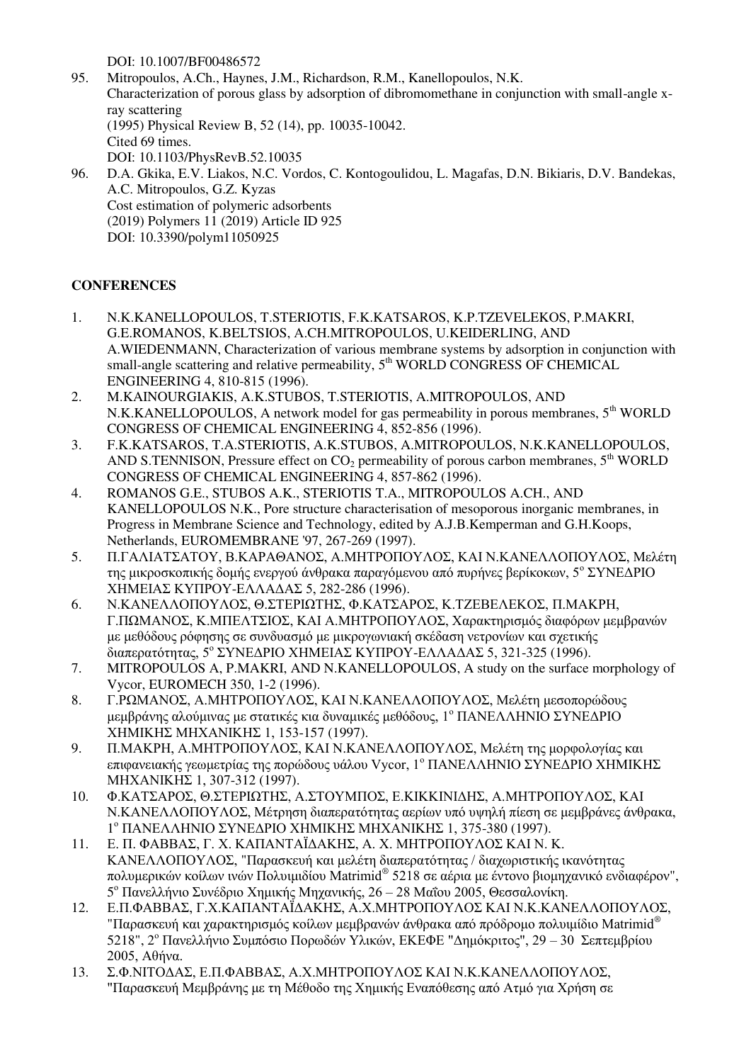DOI: 10.1007/BF00486572

95. Mitropoulos, A.Ch., Haynes, J.M., Richardson, R.M., Kanellopoulos, N.K.
Characterization of porous glass by adsorption of dibromomethane in conjunction with small-angle x-ray scattering
(1995) Physical Review B, 52 (14), pp. 10035-10042.
Cited 69 times.
DOI: 10.1103/PhysRevB.52.10035
96. D.A. Gkika, E.V. Liakos, N.C. Vordos, C. Kontogoulidou, L. Magafas, D.N. Bikiaris, D.V. Bandekas, A.C. Mitropoulos, G.Z. Kyzas
Cost estimation of polymeric adsorbents
(2019) Polymers 11 (2019) Article ID 925
DOI: 10.3390/polym11050925

**CONFERENCES**

1. N.K.KANELLOPOULOS, T.STERIOTIS, F.K.KATSAROS, K.P.TZEVELEKOS, P.MAKRI, G.E.ROMANOS, K.BELTSIOS, A.CH.MITROPOULOS, U.KEIDERLING, AND A.WIEDENMANN, Characterization of various membrane systems by adsorption in conjunction with small-angle scattering and relative permeability, 5th WORLD CONGRESS OF CHEMICAL ENGINEERING 4, 810-815 (1996).
2. M.KAINOURGIAKIS, A.K.STUBOS, T.STERIOTIS, A.MITROPOULOS, AND N.K.KANELLOPOULOS, A network model for gas permeability in porous membranes, 5th WORLD CONGRESS OF CHEMICAL ENGINEERING 4, 852-856 (1996).
3. F.K.KATSAROS, T.A.STERIOTIS, A.K.STUBOS, A.MITROPOULOS, N.K.KANELLOPOULOS, AND S.TENNISON, Pressure effect on $CO_2$ permeability of porous carbon membranes, 5th WORLD CONGRESS OF CHEMICAL ENGINEERING 4, 857-862 (1996).
4. ROMANOS G.E., STUBOS A.K., STERIOTIS T.A., MITROPOULOS A.CH., AND KANELLOPOULOS N.K., Pore structure characterisation of mesoporous inorganic membranes, in Progress in Membrane Science and Technology, edited by A.J.B.Kemperman and G.H.Koops, Netherlands, EUROMEMBRANE '97, 267-269 (1997).
5. Π.ΓΑΛΙΑΤΣΑΤΟΥ, Β.ΚΑΡΑΘΑΝΟΣ, Α.ΜΗΤΡΟΠΟΥΛΟΣ, ΚΑΙ Ν.ΚΑΝΕΛΛΟΠΟΥΛΟΣ, Μελέτη της μικροσκοπικής δομής ενεργού άνθρακα παραγόμενου από πυρήνες βερίκοκων, 5ο ΣΥΝΕΔΡΙΟ ΧΗΜΕΙΑΣ ΚΥΠΡΟΥ-ΕΛΛΑΔΑΣ 5, 282-286 (1996).
6. Ν.ΚΑΝΕΛΛΟΠΟΥΛΟΣ, Θ.ΣΤΕΡΙΩΤΗΣ, Φ.ΚΑΤΣΑΡΟΣ, Κ.ΤΖΕΒΕΛΕΚΟΣ, Π.ΜΑΚΡΗ, Γ.ΠΩΜΑΝΟΣ, Κ.ΜΠΕΛΤΣΙΟΣ, ΚΑΙ Α.ΜΗΤΡΟΠΟΥΛΟΣ, Χαρακτηρισμός διαφόρων μεμβρανών με μεθόδους ρόφησης σε συνδυασμό με μικρογωνιακή σκέδαση νετρονίων και σχετικής διαπερατότητας, 5ο ΣΥΝΕΔΡΙΟ ΧΗΜΕΙΑΣ ΚΥΠΡΟΥ-ΕΛΛΑΔΑΣ 5, 321-325 (1996).
7. MITROPOULOS A, P.MAKRI, AND N.KANELLOPOULOS, A study on the surface morphology of Vycor, EUROMECH 350, 1-2 (1996).
8. Γ.ΡΩΜΑΝΟΣ, Α.ΜΗΤΡΟΠΟΥΛΟΣ, ΚΑΙ Ν.ΚΑΝΕΛΛΟΠΟΥΛΟΣ, Μελέτη μεσοπορώδους μεμβράνης αλούμινας με στατικές κια δυναμικές μεθόδους, 1ο ΠΑΝΕΛΛΗΝΙΟ ΣΥΝΕΔΡΙΟ ΧΗΜΙΚΗΣ ΜΗΧΑΝΙΚΗΣ 1, 153-157 (1997).
9. Π.ΜΑΚΡΗ, Α.ΜΗΤΡΟΠΟΥΛΟΣ, ΚΑΙ Ν.ΚΑΝΕΛΛΟΠΟΥΛΟΣ, Μελέτη της μορφολογίας και επιφανειακής γεωμετρίας της πορώδους υάλου Vycor, 1ο ΠΑΝΕΛΛΗΝΙΟ ΣΥΝΕΔΡΙΟ ΧΗΜΙΚΗΣ ΜΗΧΑΝΙΚΗΣ 1, 307-312 (1997).
10. Φ.ΚΑΤΣΑΡΟΣ, Θ.ΣΤΕΡΙΩΤΗΣ, Α.ΣΤΟΥΜΠΟΣ, Ε.ΚΙΚΚΙΝΙΔΗΣ, Α.ΜΗΤΡΟΠΟΥΛΟΣ, ΚΑΙ Ν.ΚΑΝΕΛΛΟΠΟΥΛΟΣ, Μέτρηση διαπερατότητας αερίων υπό υψηλή πίεση σε μεμβράνες άνθρακα, 1ο ΠΑΝΕΛΛΗΝΙΟ ΣΥΝΕΔΡΙΟ ΧΗΜΙΚΗΣ ΜΗΧΑΝΙΚΗΣ 1, 375-380 (1997).
11. Ε. Π. ΦΑΒΒΑΣ, Γ. Χ. ΚΑΠΑΝΤΑΪΔΑΚΗΣ, Α. Χ. ΜΗΤΡΟΠΟΥΛΟΣ ΚΑΙ Ν. Κ. ΚΑΝΕΛΛΟΠΟΥΛΟΣ, "Παρασκευή και μελέτη διαπερατότητας / διαχωριστικής ικανότητας πολυμερικών κοίλων ινών Πολυιμιδίου Matrimid® 5218 σε αέρια με έντονο βιομηχανικό ενδιαφέρον", 5ο Πανελλήνιο Συνέδριο Χημικής Μηχανικής, 26 – 28 Μαΐου 2005, Θεσσαλονίκη.
12. Ε.Π.ΦΑΒΒΑΣ, Γ.Χ.ΚΑΠΑΝΤΑΪΔΑΚΗΣ, Α.Χ.ΜΗΤΡΟΠΟΥΛΟΣ ΚΑΙ Ν.Κ.ΚΑΝΕΛΛΟΠΟΥΛΟΣ, "Παρασκευή και χαρακτηρισμός κοίλων μεμβρανών άνθρακα από πρόδρομο πολυιμίδιο Matrimid® 5218", 2ο Πανελλήνιο Συμπόσιο Πορωδών Υλικών, ΕΚΕΦΕ "Δημόκριτος", 29 – 30 Σεπτεμβρίου 2005, Αθήνα.
13. Σ.Φ.ΝΙΤΟΔΑΣ, Ε.Π.ΦΑΒΒΑΣ, Α.Χ.ΜΗΤΡΟΠΟΥΛΟΣ ΚΑΙ Ν.Κ.ΚΑΝΕΛΛΟΠΟΥΛΟΣ, "Παρασκευή Μεμβράνης με τη Μέθοδο της Χημικής Εναπόθεσης από Ατμό για Χρήση σε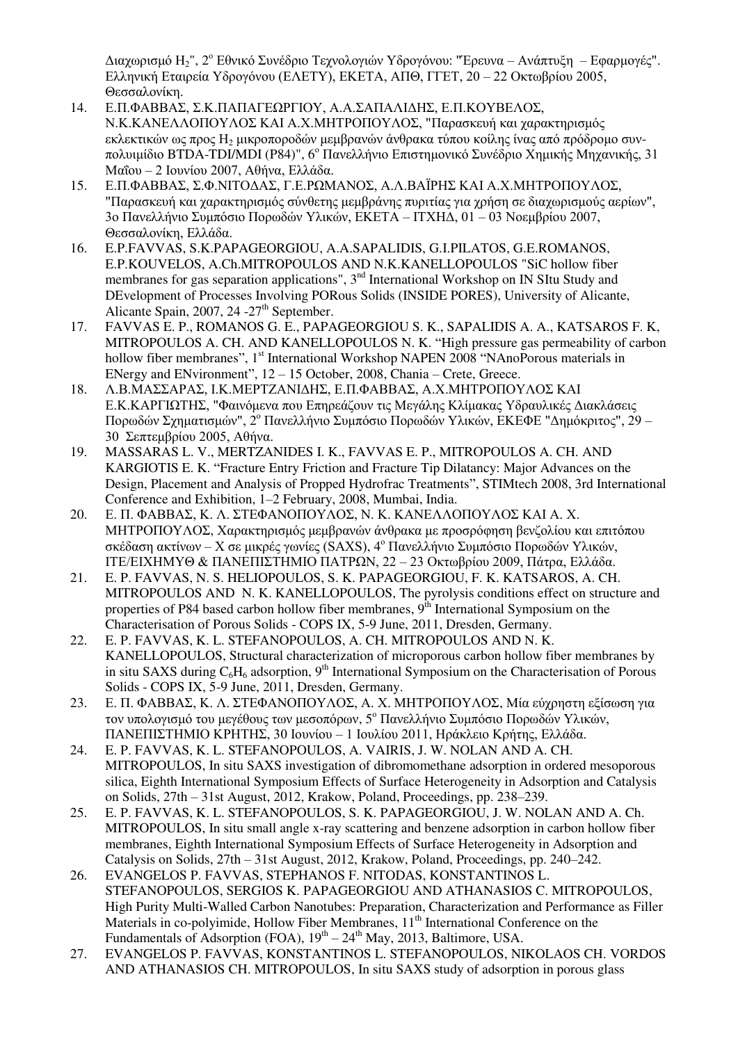Διαχωρισμό $H_2$", 2[ο] Εθνικό Συνέδριο Τεχνολογιών Υδρογόνου: "Έρευνα – Ανάπτυξη – Εφαρμογές". Ελληνική Εταιρεία Υδρογόνου (ΕΛΕΤΥ), ΕΚΕΤΑ, ΑΠΘ, ΓΓΕΤ, 20 – 22 Οκτωβρίου 2005, Θεσσαλονίκη.

14. Ε.Π.ΦΑΒΒΑΣ, Σ.Κ.ΠΑΠΑΓΕΩΡΓΙΟΥ, Α.Α.ΣΑΠΑΛΙΔΗΣ, Ε.Π.ΚΟΥΒΕΛΟΣ, Ν.Κ.ΚΑΝΕΛΛΟΠΟΥΛΟΣ ΚΑΙ Α.Χ.ΜΗΤΡΟΠΟΥΛΟΣ, "Παρασκευή και χαρακτηρισμός εκλεκτικών ως προς $H_2$ μικροπορωδών μεμβρανών άνθρακα τύπου κοίλης ίνας από πρόδρομο συν-πολυιμίδιο BTDA-TDI/MDI (P84)", 6[ο] Πανελλήνιο Επιστημονικό Συνέδριο Χημικής Μηχανικής, 31 Μαΐου – 2 Ιουνίου 2007, Αθήνα, Ελλάδα.
15. Ε.Π.ΦΑΒΒΑΣ, Σ.Φ.ΝΙΤΟΔΑΣ, Γ.Ε.ΡΩΜΑΝΟΣ, Α.Λ.ΒΑΪΡΗΣ ΚΑΙ Α.Χ.ΜΗΤΡΟΠΟΥΛΟΣ, "Παρασκευή και χαρακτηρισμός σύνθετης μεμβράνης πυριτίας για χρήση σε διαχωρισμούς αερίων", 3ο Πανελλήνιο Συμπόσιο Πορωδών Υλικών, ΕΚΕΤΑ – ΙΤΧΗΔ, 01 – 03 Νοεμβρίου 2007, Θεσσαλονίκη, Ελλάδα.
16. E.P.FAVVAS, S.K.PAPAGEORGIOU, A.A.SAPALIDIS, G.I.PILATOS, G.E.ROMANOS, E.P.KOUVELOS, A.Ch.MITROPOULOS AND N.K.KANELLOPOULOS "SiC hollow fiber membranes for gas separation applications", 3[rd] International Workshop on IN SItu Study and DEvelopment of Processes Involving PORous Solids (INSIDE PORES), University of Alicante, Alicante Spain, 2007, 24 -27[th] September.
17. FAVVAS E. P., ROMANOS G. E., PAPAGEORGIOU S. K., SAPALIDIS A. A., KATSAROS F. K, MITROPOULOS A. CH. AND KANELLOPOULOS N. K. "High pressure gas permeability of carbon hollow fiber membranes", 1[st] International Workshop NAPEN 2008 "NAnoPorous materials in ENergy and ENvironment", 12 – 15 October, 2008, Chania – Crete, Greece.
18. Λ.Β.ΜΑΣΣΑΡΑΣ, Ι.Κ.ΜΕΡΤΖΑΝΙΔΗΣ, Ε.Π.ΦΑΒΒΑΣ, Α.Χ.ΜΗΤΡΟΠΟΥΛΟΣ ΚΑΙ Ε.Κ.ΚΑΡΓΙΩΤΗΣ, "Φαινόμενα που Επηρεάζουν τις Μεγάλης Κλίμακας Υδραυλικές Διακλάσεις Πορωδών Σχηματισμών", 2[ο] Πανελλήνιο Συμπόσιο Πορωδών Υλικών, ΕΚΕΦΕ "Δημόκριτος", 29 – 30 Σεπτεμβρίου 2005, Αθήνα.
19. MASSARAS L. V., MERTZANIDES I. K., FAVVAS E. P., MITROPOULOS A. CH. AND KARGIOTIS E. K. "Fracture Entry Friction and Fracture Tip Dilatancy: Major Advances on the Design, Placement and Analysis of Propped Hydrofrac Treatments", STIMtech 2008, 3rd International Conference and Exhibition, 1–2 February, 2008, Mumbai, India.
20. Ε. Π. ΦΑΒΒΑΣ, Κ. Λ. ΣΤΕΦΑΝΟΠΟΥΛΟΣ, Ν. Κ. ΚΑΝΕΛΛΟΠΟΥΛΟΣ ΚΑΙ Α. Χ. ΜΗΤΡΟΠΟΥΛΟΣ, Χαρακτηρισμός μεμβρανών άνθρακα με προσρόφηση βενζολίου και επιτόπου σκέδαση ακτίνων – X σε μικρές γωνίες (SAXS), 4[ο] Πανελλήνιο Συμπόσιο Πορωδών Υλικών, ΙΤΕ/ΕΙΧΗΜΥΘ & ΠΑΝΕΠΙΣΤΗΜΙΟ ΠΑΤΡΩΝ, 22 – 23 Οκτωβρίου 2009, Πάτρα, Ελλάδα.
21. E. P. FAVVAS, N. S. HELIOPOULOS, S. K. PAPAGEORGIOU, F. K. KATSAROS, A. CH. MITROPOULOS AND N. K. KANELLOPOULOS, The pyrolysis conditions effect on structure and properties of P84 based carbon hollow fiber membranes, 9[th] International Symposium on the Characterisation of Porous Solids - COPS IX, 5-9 June, 2011, Dresden, Germany.
22. E. P. FAVVAS, K. L. STEFANOPOULOS, A. CH. MITROPOULOS AND N. K. KANELLOPOULOS, Structural characterization of microporous carbon hollow fiber membranes by in situ SAXS during $C_6H_6$ adsorption, 9[th] International Symposium on the Characterisation of Porous Solids - COPS IX, 5-9 June, 2011, Dresden, Germany.
23. Ε. Π. ΦΑΒΒΑΣ, Κ. Λ. ΣΤΕΦΑΝΟΠΟΥΛΟΣ, Α. Χ. ΜΗΤΡΟΠΟΥΛΟΣ, Μία εύχρηστη εξίσωση για τον υπολογισμό του μεγέθους των μεσοπόρων, 5[ο] Πανελλήνιο Συμπόσιο Πορωδών Υλικών, ΠΑΝΕΠΙΣΤΗΜΙΟ ΚΡΗΤΗΣ, 30 Ιουνίου – 1 Ιουλίου 2011, Ηράκλειο Κρήτης, Ελλάδα.
24. E. P. FAVVAS, K. L. STEFANOPOULOS, A. VAIRIS, J. W. NOLAN AND A. CH. MITROPOULOS, In situ SAXS investigation of dibromomethane adsorption in ordered mesoporous silica, Eighth International Symposium Effects of Surface Heterogeneity in Adsorption and Catalysis on Solids, 27th – 31st August, 2012, Krakow, Poland, Proceedings, pp. 238–239.
25. E. P. FAVVAS, K. L. STEFANOPOULOS, S. K. PAPAGEORGIOU, J. W. NOLAN AND A. Ch. MITROPOULOS, In situ small angle x-ray scattering and benzene adsorption in carbon hollow fiber membranes, Eighth International Symposium Effects of Surface Heterogeneity in Adsorption and Catalysis on Solids, 27th – 31st August, 2012, Krakow, Poland, Proceedings, pp. 240–242.
26. EVANGELOS P. FAVVAS, STEPHANOS F. NITODAS, KONSTANTINOS L. STEFANOPOULOS, SERGIOS K. PAPAGEORGIOU AND ATHANASIOS C. MITROPOULOS, High Purity Multi-Walled Carbon Nanotubes: Preparation, Characterization and Performance as Filler Materials in co-polyimide, Hollow Fiber Membranes, 11[th] International Conference on the Fundamentals of Adsorption (FOA), 19[th] – 24[th] May, 2013, Baltimore, USA.
27. EVANGELOS P. FAVVAS, KONSTANTINOS L. STEFANOPOULOS, NIKOLAOS CH. VORDOS AND ATHANASIOS CH. MITROPOULOS, In situ SAXS study of adsorption in porous glass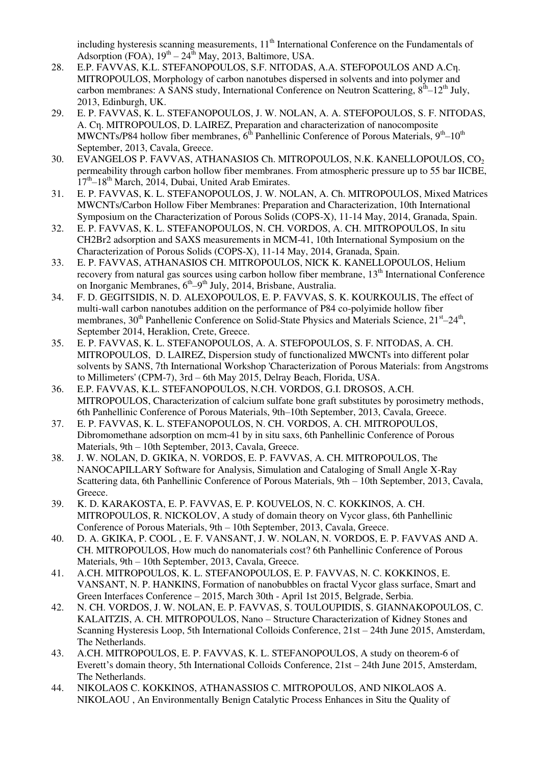including hysteresis scanning measurements, 11th International Conference on the Fundamentals of Adsorption (FOA), 19th – 24th May, 2013, Baltimore, USA.

28. E.P. FAVVAS, K.L. STEFANOPOULOS, S.F. NITODAS, A.A. STEFOPOULOS AND A.Cη. MITROPOULOS, Morphology of carbon nanotubes dispersed in solvents and into polymer and carbon membranes: A SANS study, International Conference on Neutron Scattering, 8th–12th July, 2013, Edinburgh, UK.
29. E. P. FAVVAS, K. L. STEFANOPOULOS, J. W. NOLAN, A. A. STEFOPOULOS, S. F. NITODAS, A. Cη. MITROPOULOS, D. LAIREZ, Preparation and characterization of nanocomposite MWCNTs/P84 hollow fiber membranes, 6th Panhellinic Conference of Porous Materials, 9th–10th September, 2013, Cavala, Greece.
30. EVANGELOS P. FAVVAS, ATHANASIOS Ch. MITROPOULOS, N.K. KANELLOPOULOS, $CO_2$ permeability through carbon hollow fiber membranes. From atmospheric pressure up to 55 bar IICBE, 17th–18th March, 2014, Dubai, United Arab Emirates.
31. E. P. FAVVAS, K. L. STEFANOPOULOS, J. W. NOLAN, A. Ch. MITROPOULOS, Mixed Matrices MWCNTs/Carbon Hollow Fiber Membranes: Preparation and Characterization, 10th International Symposium on the Characterization of Porous Solids (COPS-X), 11-14 May, 2014, Granada, Spain.
32. E. P. FAVVAS, K. L. STEFANOPOULOS, N. CH. VORDOS, A. CH. MITROPOULOS, In situ CH2Br2 adsorption and SAXS measurements in MCM-41, 10th International Symposium on the Characterization of Porous Solids (COPS-X), 11-14 May, 2014, Granada, Spain.
33. E. P. FAVVAS, ATHANASIOS CH. MITROPOULOS, NICK K. KANELLOPOULOS, Helium recovery from natural gas sources using carbon hollow fiber membrane, 13th International Conference on Inorganic Membranes, 6th–9th July, 2014, Brisbane, Australia.
34. F. D. GEGITSIDIS, N. D. ALEXOPOULOS, E. P. FAVVAS, S. K. KOURKOULIS, The effect of multi-wall carbon nanotubes addition on the performance of P84 co-polyimide hollow fiber membranes, 30th Panhellenic Conference on Solid-State Physics and Materials Science, 21st–24th, September 2014, Heraklion, Crete, Greece.
35. E. P. FAVVAS, K. L. STEFANOPOULOS, A. A. STEFOPOULOS, S. F. NITODAS, A. CH. MITROPOULOS, D. LAIREZ, Dispersion study of functionalized MWCNTs into different polar solvents by SANS, 7th International Workshop 'Characterization of Porous Materials: from Angstroms to Millimeters' (CPM-7), 3rd – 6th May 2015, Delray Beach, Florida, USA.
36. E.P. FAVVAS, K.L. STEFANOPOULOS, N.CH. VORDOS, G.I. DROSOS, A.CH. MITROPOULOS, Characterization of calcium sulfate bone graft substitutes by porosimetry methods, 6th Panhellinic Conference of Porous Materials, 9th–10th September, 2013, Cavala, Greece.
37. E. P. FAVVAS, K. L. STEFANOPOULOS, N. CH. VORDOS, A. CH. MITROPOULOS, Dibromomethane adsorption on mcm-41 by in situ saxs, 6th Panhellinic Conference of Porous Materials, 9th – 10th September, 2013, Cavala, Greece.
38. J. W. NOLAN, D. GKIKA, N. VORDOS, E. P. FAVVAS, A. CH. MITROPOULOS, The NANOCAPILLARY Software for Analysis, Simulation and Cataloging of Small Angle X-Ray Scattering data, 6th Panhellinic Conference of Porous Materials, 9th – 10th September, 2013, Cavala, Greece.
39. K. D. KARAKOSTA, E. P. FAVVAS, E. P. KOUVELOS, N. C. KOKKINOS, A. CH. MITROPOULOS, R. NICKOLOV, A study of domain theory on Vycor glass, 6th Panhellinic Conference of Porous Materials, 9th – 10th September, 2013, Cavala, Greece.
40. D. A. GKIKA, P. COOL , E. F. VANSANT, J. W. NOLAN, N. VORDOS, E. P. FAVVAS AND A. CH. MITROPOULOS, How much do nanomaterials cost? 6th Panhellinic Conference of Porous Materials, 9th – 10th September, 2013, Cavala, Greece.
41. A.CH. MITROPOULOS, K. L. STEFANOPOULOS, E. P. FAVVAS, N. C. KOKKINOS, E. VANSANT, N. P. HANKINS, Formation of nanobubbles on fractal Vycor glass surface, Smart and Green Interfaces Conference – 2015, March 30th - April 1st 2015, Belgrade, Serbia.
42. N. CH. VORDOS, J. W. NOLAN, E. P. FAVVAS, S. TOULOUPIDIS, S. GIANNAKOPOULOS, C. KALAITZIS, A. CH. MITROPOULOS, Nano – Structure Characterization of Kidney Stones and Scanning Hysteresis Loop, 5th International Colloids Conference, 21st – 24th June 2015, Amsterdam, The Netherlands.
43. A.CH. MITROPOULOS, E. P. FAVVAS, K. L. STEFANOPOULOS, A study on theorem-6 of Everett's domain theory, 5th International Colloids Conference, 21st – 24th June 2015, Amsterdam, The Netherlands.
44. NIKOLAOS C. KOKKINOS, ATHANASSIOS C. MITROPOULOS, AND NIKOLAOS A. NIKOLAOU , An Environmentally Benign Catalytic Process Enhances in Situ the Quality of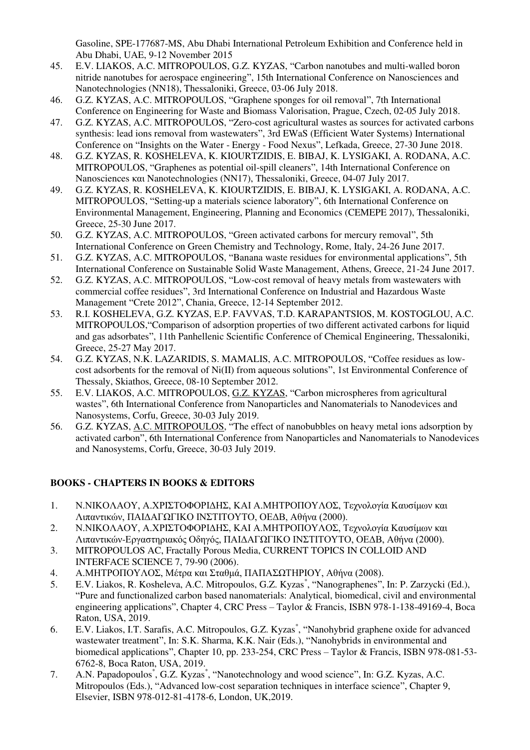Gasoline, SPE-177687-MS, Abu Dhabi International Petroleum Exhibition and Conference held in Abu Dhabi, UAE, 9-12 November 2015

45. E.V. LIAKOS, A.C. MITROPOULOS, G.Z. KYZAS, "Carbon nanotubes and multi-walled boron nitride nanotubes for aerospace engineering", 15th International Conference on Nanosciences and Nanotechnologies (NN18), Thessaloniki, Greece, 03-06 July 2018.
46. G.Z. KYZAS, A.C. MITROPOULOS, "Graphene sponges for oil removal", 7th International Conference on Engineering for Waste and Biomass Valorisation, Prague, Czech, 02-05 July 2018.
47. G.Z. KYZAS, A.C. MITROPOULOS, "Zero-cost agricultural wastes as sources for activated carbons synthesis: lead ions removal from wastewaters", 3rd EWaS (Efficient Water Systems) International Conference on "Insights on the Water - Energy - Food Nexus", Lefkada, Greece, 27-30 June 2018.
48. G.Z. KYZAS, R. KOSHELEVA, K. KIOURTZIDIS, E. BIBAJ, K. LYSIGAKI, A. RODANA, A.C. MITROPOULOS, "Graphenes as potential oil-spill cleaners", 14th International Conference on Nanosciences και Nanotechnologies (NN17), Thessaloniki, Greece, 04-07 July 2017.
49. G.Z. KYZAS, R. KOSHELEVA, K. KIOURTZIDIS, E. BIBAJ, K. LYSIGAKI, A. RODANA, A.C. MITROPOULOS, "Setting-up a materials science laboratory", 6th International Conference on Environmental Management, Engineering, Planning and Economics (CEMEPE 2017), Thessaloniki, Greece, 25-30 June 2017.
50. G.Z. KYZAS, A.C. MITROPOULOS, "Green activated carbons for mercury removal", 5th International Conference on Green Chemistry and Technology, Rome, Italy, 24-26 June 2017.
51. G.Z. KYZAS, A.C. MITROPOULOS, "Banana waste residues for environmental applications", 5th International Conference on Sustainable Solid Waste Management, Athens, Greece, 21-24 June 2017.
52. G.Z. KYZAS, A.C. MITROPOULOS, "Low-cost removal of heavy metals from wastewaters with commercial coffee residues", 3rd International Conference on Industrial and Hazardous Waste Management "Crete 2012", Chania, Greece, 12-14 September 2012.
53. R.I. KOSHELEVA, G.Z. KYZAS, E.P. FAVVAS, T.D. KARAPANTSIOS, M. KOSTOGLOU, A.C. MITROPOULOS,"Comparison of adsorption properties of two different activated carbons for liquid and gas adsorbates", 11th Panhellenic Scientific Conference of Chemical Engineering, Thessaloniki, Greece, 25-27 May 2017.
54. G.Z. KYZAS, N.K. LAZARIDIS, S. MAMALIS, A.C. MITROPOULOS, "Coffee residues as low-cost adsorbents for the removal of Ni(II) from aqueous solutions", 1st Environmental Conference of Thessaly, Skiathos, Greece, 08-10 September 2012.
55. E.V. LIAKOS, A.C. MITROPOULOS, G.Z. KYZAS, "Carbon microspheres from agricultural wastes", 6th International Conference from Nanoparticles and Nanomaterials to Nanodevices and Nanosystems, Corfu, Greece, 30-03 July 2019.
56. G.Z. KYZAS, A.C. MITROPOULOS, "The effect of nanobubbles on heavy metal ions adsorption by activated carbon", 6th International Conference from Nanoparticles and Nanomaterials to Nanodevices and Nanosystems, Corfu, Greece, 30-03 July 2019.

## BOOKS - CHAPTERS IN BOOKS & EDITORS

1. Ν.ΝΙΚΟΛΑΟΥ, Α.ΧΡΙΣΤΟΦΟΡΙΔΗΣ, ΚΑΙ Α.ΜΗΤΡΟΠΟΥΛΟΣ, Τεχνολογία Καυσίμων και Λιπαντικών, ΠΑΙΔΑΓΩΓΙΚΟ ΙΝΣΤΙΤΟΥΤΟ, ΟΕΔΒ, Αθήνα (2000).
2. Ν.ΝΙΚΟΛΑΟΥ, Α.ΧΡΙΣΤΟΦΟΡΙΔΗΣ, ΚΑΙ Α.ΜΗΤΡΟΠΟΥΛΟΣ, Τεχνολογία Καυσίμων και Λιπαντικών-Εργαστηριακός Οδηγός, ΠΑΙΔΑΓΩΓΙΚΟ ΙΝΣΤΙΤΟΥΤΟ, ΟΕΔΒ, Αθήνα (2000).
3. MITROPOULOS AC, Fractally Porous Media, CURRENT TOPICS IN COLLOID AND INTERFACE SCIENCE 7, 79-90 (2006).
4. Α.ΜΗΤΡΟΠΟΥΛΟΣ, Μέτρα και Σταθμά, ΠΑΠΑΣΩΤΗΡΙΟΥ, Αθήνα (2008).
5. E.V. Liakos, R. Kosheleva, A.C. Mitropoulos, G.Z. Kyzas[*], "Nanographenes", In: P. Zarzycki (Ed.), "Pure and functionalized carbon based nanomaterials: Analytical, biomedical, civil and environmental engineering applications", Chapter 4, CRC Press – Taylor & Francis, ISBN 978-1-138-49169-4, Boca Raton, USA, 2019.
6. E.V. Liakos, I.T. Sarafis, A.C. Mitropoulos, G.Z. Kyzas[*], "Nanohybrid graphene oxide for advanced wastewater treatment", In: S.K. Sharma, K.K. Nair (Eds.), "Nanohybrids in environmental and biomedical applications", Chapter 10, pp. 233-254, CRC Press – Taylor & Francis, ISBN 978-081-53-6762-8, Boca Raton, USA, 2019.
7. A.N. Papadopoulos[*], G.Z. Kyzas[*], "Nanotechnology and wood science", In: G.Z. Kyzas, A.C. Mitropoulos (Eds.), "Advanced low-cost separation techniques in interface science", Chapter 9, Elsevier, ISBN 978-012-81-4178-6, London, UK,2019.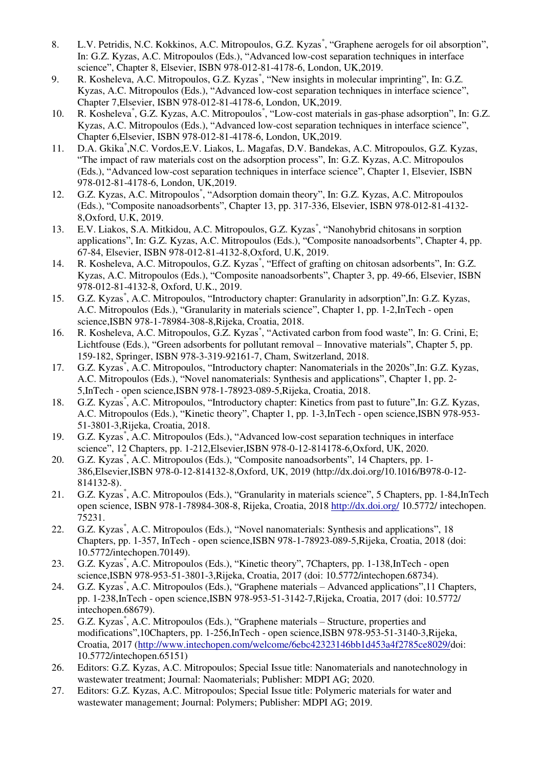8. L.V. Petridis, N.C. Kokkinos, A.C. Mitropoulos, G.Z. Kyzas*, "Graphene aerogels for oil absorption", In: G.Z. Kyzas, A.C. Mitropoulos (Eds.), "Advanced low-cost separation techniques in interface science", Chapter 8, Elsevier, ISBN 978-012-81-4178-6, London, UK,2019.
9. R. Kosheleva, A.C. Mitropoulos, G.Z. Kyzas*, "New insights in molecular imprinting", In: G.Z. Kyzas, A.C. Mitropoulos (Eds.), "Advanced low-cost separation techniques in interface science", Chapter 7,Elsevier, ISBN 978-012-81-4178-6, London, UK,2019.
10. R. Kosheleva*, G.Z. Kyzas, A.C. Mitropoulos*, "Low-cost materials in gas-phase adsorption", In: G.Z. Kyzas, A.C. Mitropoulos (Eds.), "Advanced low-cost separation techniques in interface science", Chapter 6,Elsevier, ISBN 978-012-81-4178-6, London, UK,2019.
11. D.A. Gkika*,N.C. Vordos,E.V. Liakos, L. Magafas, D.V. Bandekas, A.C. Mitropoulos, G.Z. Kyzas, "The impact of raw materials cost on the adsorption process", In: G.Z. Kyzas, A.C. Mitropoulos (Eds.), "Advanced low-cost separation techniques in interface science", Chapter 1, Elsevier, ISBN 978-012-81-4178-6, London, UK,2019.
12. G.Z. Kyzas, A.C. Mitropoulos*, "Adsorption domain theory", In: G.Z. Kyzas, A.C. Mitropoulos (Eds.), "Composite nanoadsorbents", Chapter 13, pp. 317-336, Elsevier, ISBN 978-012-81-4132-8,Oxford, U.K, 2019.
13. E.V. Liakos, S.A. Mitkidou, A.C. Mitropoulos, G.Z. Kyzas*, "Nanohybrid chitosans in sorption applications", In: G.Z. Kyzas, A.C. Mitropoulos (Eds.), "Composite nanoadsorbents", Chapter 4, pp. 67-84, Elsevier, ISBN 978-012-81-4132-8,Oxford, U.K, 2019.
14. R. Kosheleva, A.C. Mitropoulos, G.Z. Kyzas*, "Effect of grafting on chitosan adsorbents", In: G.Z. Kyzas, A.C. Mitropoulos (Eds.), "Composite nanoadsorbents", Chapter 3, pp. 49-66, Elsevier, ISBN 978-012-81-4132-8, Oxford, U.K., 2019.
15. G.Z. Kyzas*, A.C. Mitropoulos, "Introductory chapter: Granularity in adsorption",In: G.Z. Kyzas, A.C. Mitropoulos (Eds.), "Granularity in materials science", Chapter 1, pp. 1-2,InTech - open science,ISBN 978-1-78984-308-8,Rijeka, Croatia, 2018.
16. R. Kosheleva, A.C. Mitropoulos, G.Z. Kyzas*, "Activated carbon from food waste", In: G. Crini, E; Lichtfouse (Eds.), "Green adsorbents for pollutant removal – Innovative materials", Chapter 5, pp. 159-182, Springer, ISBN 978-3-319-92161-7, Cham, Switzerland, 2018.
17. G.Z. Kyzas*, A.C. Mitropoulos, "Introductory chapter: Nanomaterials in the 2020s",In: G.Z. Kyzas, A.C. Mitropoulos (Eds.), "Novel nanomaterials: Synthesis and applications", Chapter 1, pp. 2-5,InTech - open science,ISBN 978-1-78923-089-5,Rijeka, Croatia, 2018.
18. G.Z. Kyzas*, A.C. Mitropoulos, "Introductory chapter: Kinetics from past to future",In: G.Z. Kyzas, A.C. Mitropoulos (Eds.), "Kinetic theory", Chapter 1, pp. 1-3,InTech - open science,ISBN 978-953-51-3801-3,Rijeka, Croatia, 2018.
19. G.Z. Kyzas*, A.C. Mitropoulos (Eds.), "Advanced low-cost separation techniques in interface science", 12 Chapters, pp. 1-212,Elsevier,ISBN 978-0-12-814178-6,Oxford, UK, 2020.
20. G.Z. Kyzas*, A.C. Mitropoulos (Eds.), "Composite nanoadsorbents", 14 Chapters, pp. 1-386,Elsevier,ISBN 978-0-12-814132-8,Oxford, UK, 2019 (http://dx.doi.org/10.1016/B978-0-12-814132-8).
21. G.Z. Kyzas*, A.C. Mitropoulos (Eds.), "Granularity in materials science", 5 Chapters, pp. 1-84,InTech open science, ISBN 978-1-78984-308-8, Rijeka, Croatia, 2018 http://dx.doi.org/ 10.5772/ intechopen. 75231.
22. G.Z. Kyzas*, A.C. Mitropoulos (Eds.), "Novel nanomaterials: Synthesis and applications", 18 Chapters, pp. 1-357, InTech - open science,ISBN 978-1-78923-089-5,Rijeka, Croatia, 2018 (doi: 10.5772/intechopen.70149).
23. G.Z. Kyzas*, A.C. Mitropoulos (Eds.), "Kinetic theory", 7Chapters, pp. 1-138,InTech - open science,ISBN 978-953-51-3801-3,Rijeka, Croatia, 2017 (doi: 10.5772/intechopen.68734).
24. G.Z. Kyzas*, A.C. Mitropoulos (Eds.), "Graphene materials – Advanced applications",11 Chapters, pp. 1-238,InTech - open science,ISBN 978-953-51-3142-7,Rijeka, Croatia, 2017 (doi: 10.5772/ intechopen.68679).
25. G.Z. Kyzas*, A.C. Mitropoulos (Eds.), "Graphene materials – Structure, properties and modifications",10Chapters, pp. 1-256,InTech - open science,ISBN 978-953-51-3140-3,Rijeka, Croatia, 2017 (http://www.intechopen.com/welcome/6ebc42323146bb1d453a4f2785ce8029/doi: 10.5772/intechopen.65151)
26. Editors: G.Z. Kyzas, A.C. Mitropoulos; Special Issue title: Nanomaterials and nanotechnology in wastewater treatment; Journal: Naomaterials; Publisher: MDPI AG; 2020.
27. Editors: G.Z. Kyzas, A.C. Mitropoulos; Special Issue title: Polymeric materials for water and wastewater management; Journal: Polymers; Publisher: MDPI AG; 2019.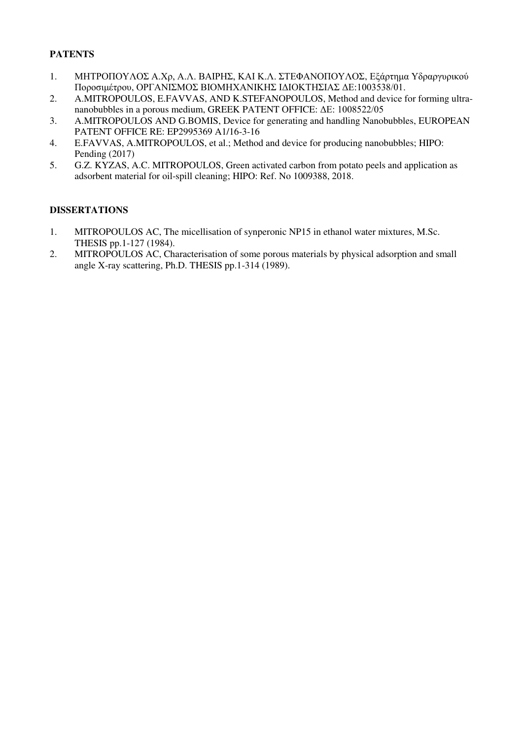**PATENTS**

1. ΜΗΤΡΟΠΟΥΛΟΣ Α.Χρ, Α.Λ. ΒΑΙΡΗΣ, ΚΑΙ Κ.Λ. ΣΤΕΦΑΝΟΠΟΥΛΟΣ, Εξάρτημα Υδραργυρικού Πορωσιμέτρου, ΟΡΓΑΝΙΣΜΟΣ ΒΙΟΜΗΧΑΝΙΚΗΣ ΙΔΙΟΚΤΗΣΙΑΣ ΔΕ:1003538/01.
2. A.MITROPOULOS, E.FAVVAS, AND K.STEFANOPOULOS, Method and device for forming ultra-nanobubbles in a porous medium, GREEK PATENT OFFICE: ΔΕ: 1008522/05
3. A.MITROPOULOS AND G.BOMIS, Device for generating and handling Nanobubbles, EUROPEAN PATENT OFFICE RE: EP2995369 A1/16-3-16
4. E.FAVVAS, A.MITROPOULOS, et al.; Method and device for producing nanobubbles; HIPO: Pending (2017)
5. G.Z. KYZAS, A.C. MITROPOULOS, Green activated carbon from potato peels and application as adsorbent material for oil-spill cleaning; HIPO: Ref. No 1009388, 2018.

**DISSERTATIONS**

1. MITROPOULOS AC, The micellisation of synperonic NP15 in ethanol water mixtures, M.Sc. THESIS pp.1-127 (1984).
2. MITROPOULOS AC, Characterisation of some porous materials by physical adsorption and small angle X-ray scattering, Ph.D. THESIS pp.1-314 (1989).